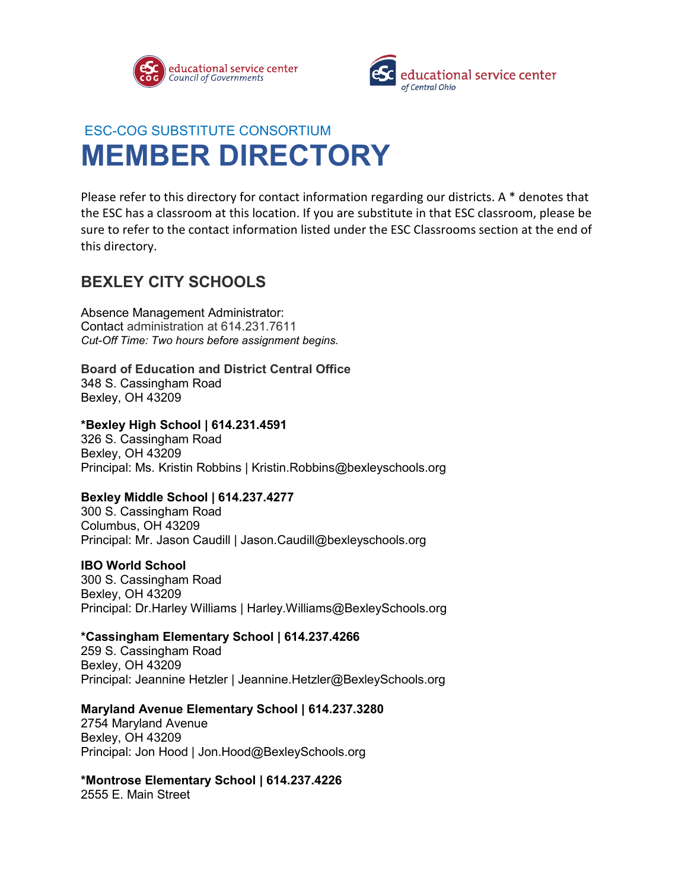ESC-COG SUBSTITUTE CONSORTIUM

# MEMBER DIRECTORY

Please refer to this directory for contact information regarding our districts. A * denotes that the ESC has a classroom at this location. If you are substitute in that ESC classroom, please be sure to refer to the contact information listed under the ESC Classrooms section at the end of this directory.

## BEXLEY CITY SCHOOLS

Absence Management Administrator:
Contact administration at 614.231.7611
*Cut-Off Time: Two hours before assignment begins.*

**Board of Education and District Central Office**
348 S. Cassingham Road
Bexley, OH 43209

**\*Bexley High School | 614.231.4591**
326 S. Cassingham Road
Bexley, OH 43209
Principal: Ms. Kristin Robbins | Kristin.Robbins@bexleyschools.org

**Bexley Middle School | 614.237.4277**
300 S. Cassingham Road
Columbus, OH 43209
Principal: Mr. Jason Caudill | Jason.Caudill@bexleyschools.org

**IBO World School**
300 S. Cassingham Road
Bexley, OH 43209
Principal: Dr.Harley Williams | Harley.Williams@BexleySchools.org

**\*Cassingham Elementary School | 614.237.4266**
259 S. Cassingham Road
Bexley, OH 43209
Principal: Jeannine Hetzler | Jeannine.Hetzler@BexleySchools.org

**Maryland Avenue Elementary School | 614.237.3280**
2754 Maryland Avenue
Bexley, OH 43209
Principal: Jon Hood | Jon.Hood@BexleySchools.org

**\*Montrose Elementary School | 614.237.4226**
2555 E. Main Street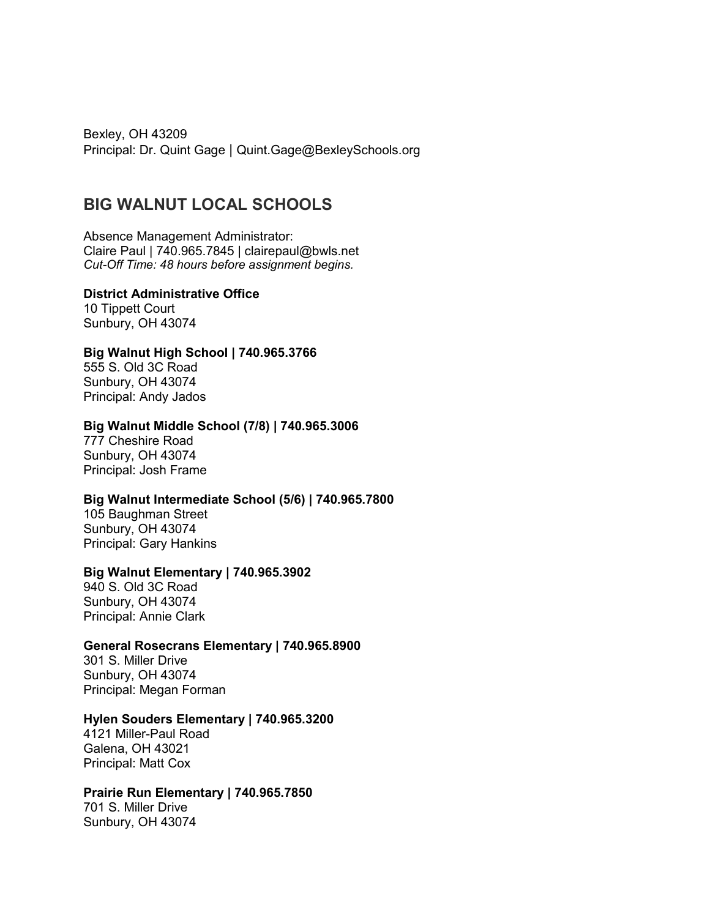Bexley, OH 43209
Principal: Dr. Quint Gage | Quint.Gage@BexleySchools.org

## BIG WALNUT LOCAL SCHOOLS

Absence Management Administrator:
Claire Paul | 740.965.7845 | clairepaul@bwls.net
*Cut-Off Time: 48 hours before assignment begins.*

**District Administrative Office**
10 Tippett Court
Sunbury, OH 43074

**Big Walnut High School | 740.965.3766**
555 S. Old 3C Road
Sunbury, OH 43074
Principal: Andy Jados

**Big Walnut Middle School (7/8) | 740.965.3006**
777 Cheshire Road
Sunbury, OH 43074
Principal: Josh Frame

**Big Walnut Intermediate School (5/6) | 740.965.7800**
105 Baughman Street
Sunbury, OH 43074
Principal: Gary Hankins

**Big Walnut Elementary | 740.965.3902**
940 S. Old 3C Road
Sunbury, OH 43074
Principal: Annie Clark

**General Rosecrans Elementary | 740.965.8900**
301 S. Miller Drive
Sunbury, OH 43074
Principal: Megan Forman

**Hylen Souders Elementary | 740.965.3200**
4121 Miller-Paul Road
Galena, OH 43021
Principal: Matt Cox

**Prairie Run Elementary | 740.965.7850**
701 S. Miller Drive
Sunbury, OH 43074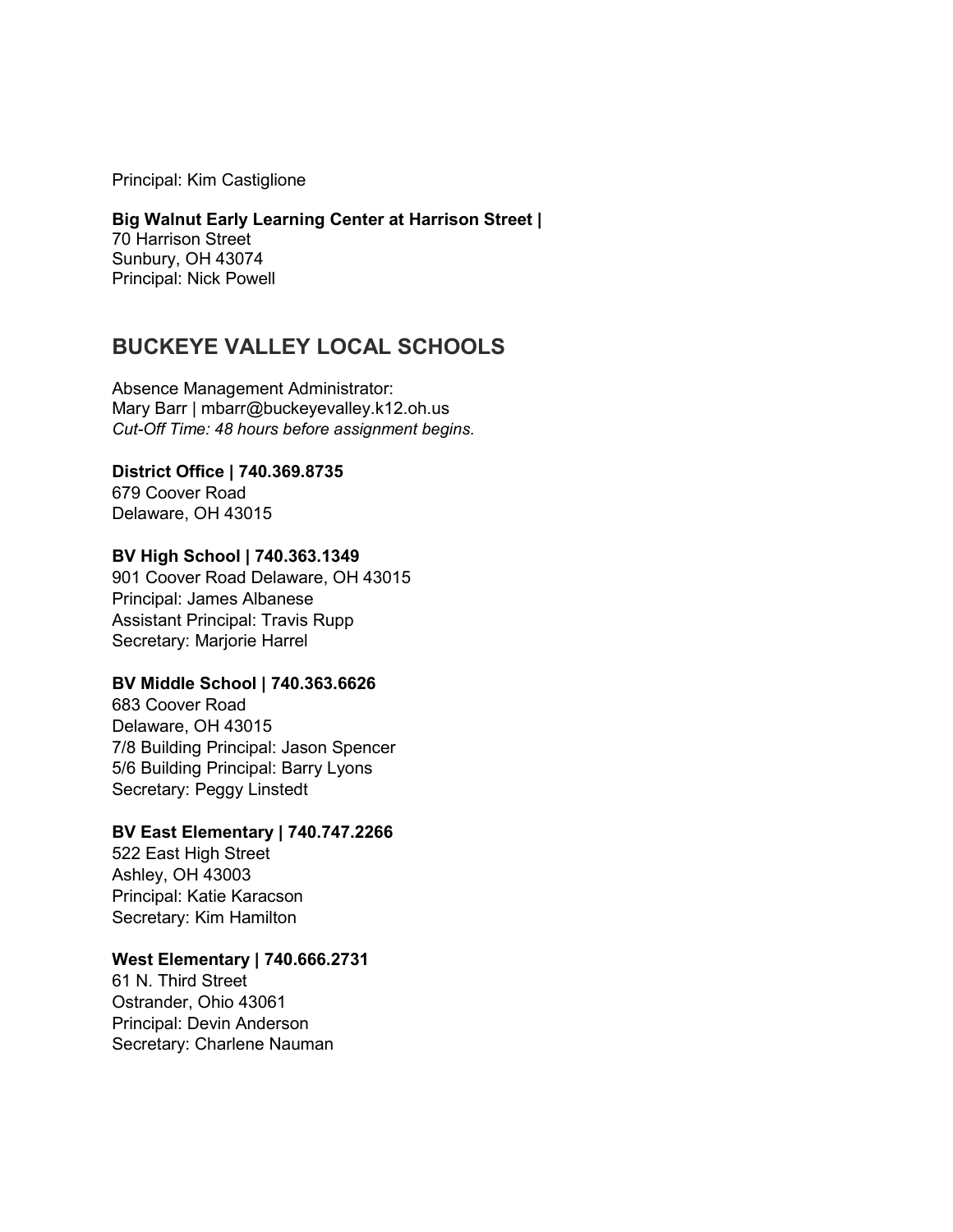Principal: Kim Castiglione

**Big Walnut Early Learning Center at Harrison Street |**
70 Harrison Street
Sunbury, OH 43074
Principal: Nick Powell

## BUCKEYE VALLEY LOCAL SCHOOLS

Absence Management Administrator:
Mary Barr | mbarr@buckeyevalley.k12.oh.us
*Cut-Off Time: 48 hours before assignment begins.*

**District Office | 740.369.8735**
679 Coover Road
Delaware, OH 43015

**BV High School | 740.363.1349**
901 Coover Road Delaware, OH 43015
Principal: James Albanese
Assistant Principal: Travis Rupp
Secretary: Marjorie Harrel

**BV Middle School | 740.363.6626**
683 Coover Road
Delaware, OH 43015
7/8 Building Principal: Jason Spencer
5/6 Building Principal: Barry Lyons
Secretary: Peggy Linstedt

**BV East Elementary | 740.747.2266**
522 East High Street
Ashley, OH 43003
Principal: Katie Karacson
Secretary: Kim Hamilton

**West Elementary | 740.666.2731**
61 N. Third Street
Ostrander, Ohio 43061
Principal: Devin Anderson
Secretary: Charlene Nauman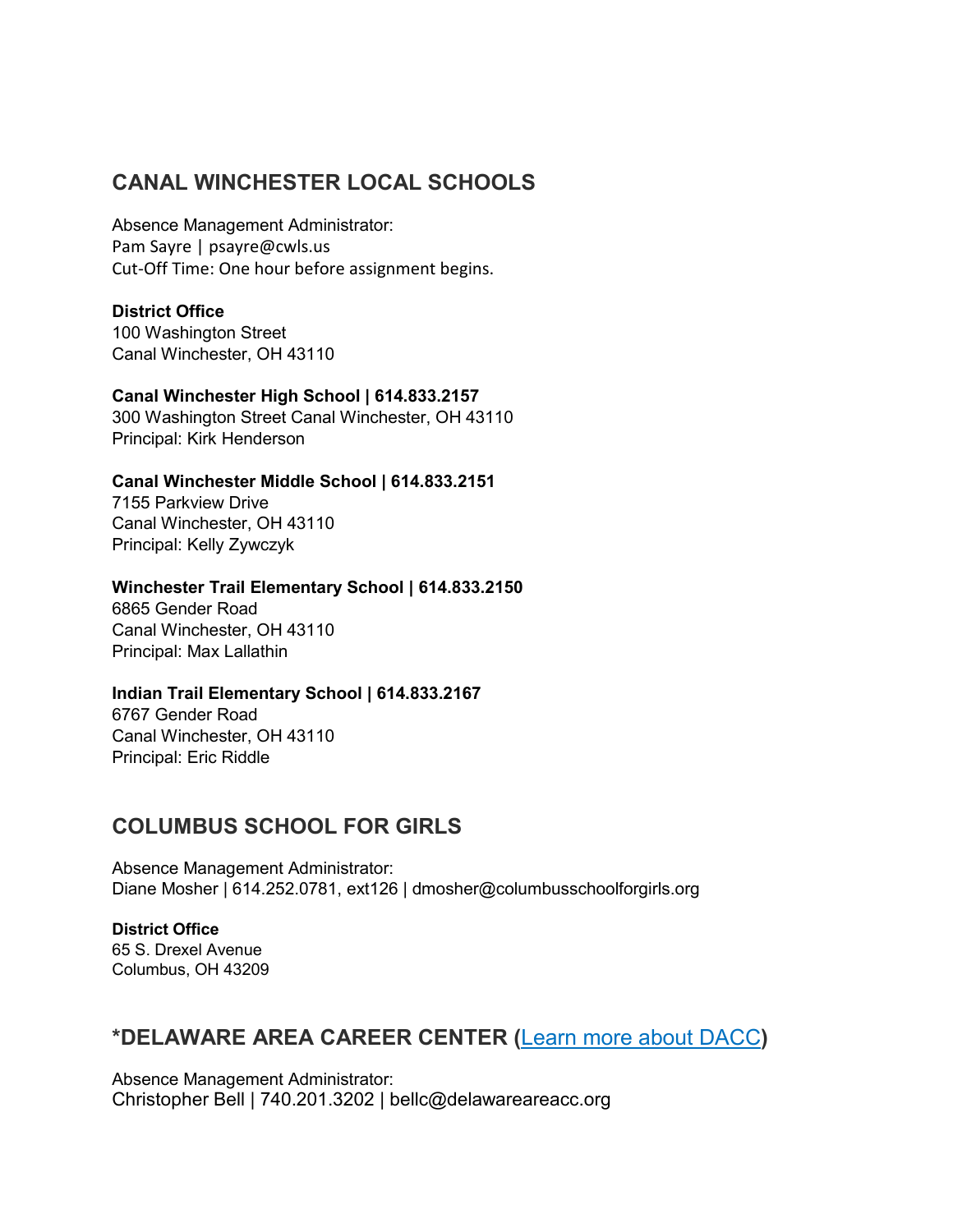## CANAL WINCHESTER LOCAL SCHOOLS

Absence Management Administrator:
Pam Sayre | psayre@cwls.us
Cut-Off Time: One hour before assignment begins.

**District Office**
100 Washington Street
Canal Winchester, OH 43110

**Canal Winchester High School | 614.833.2157**
300 Washington Street Canal Winchester, OH 43110
Principal: Kirk Henderson

**Canal Winchester Middle School | 614.833.2151**
7155 Parkview Drive
Canal Winchester, OH 43110
Principal: Kelly Zywczyk

**Winchester Trail Elementary School | 614.833.2150**
6865 Gender Road
Canal Winchester, OH 43110
Principal: Max Lallathin

**Indian Trail Elementary School | 614.833.2167**
6767 Gender Road
Canal Winchester, OH 43110
Principal: Eric Riddle

## COLUMBUS SCHOOL FOR GIRLS

Absence Management Administrator:
Diane Mosher | 614.252.0781, ext126 | dmosher@columbusschoolforgirls.org

**District Office**
65 S. Drexel Avenue
Columbus, OH 43209

## *DELAWARE AREA CAREER CENTER (Learn more about DACC)

Absence Management Administrator:
Christopher Bell | 740.201.3202 | bellc@delawareareacc.org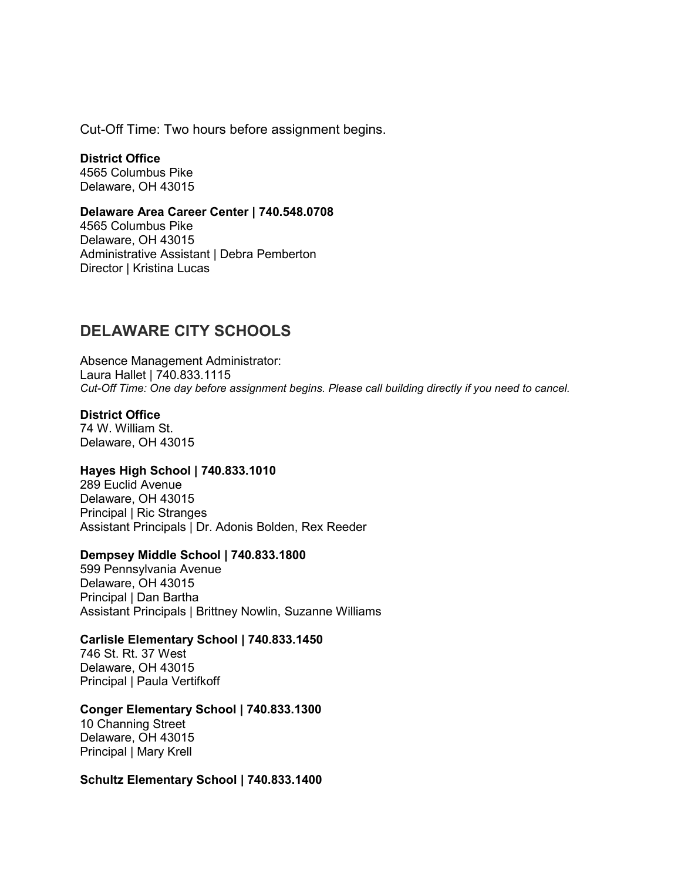Cut-Off Time: Two hours before assignment begins.

**District Office**
4565 Columbus Pike
Delaware, OH 43015

**Delaware Area Career Center | 740.548.0708**
4565 Columbus Pike
Delaware, OH 43015
Administrative Assistant | Debra Pemberton
Director | Kristina Lucas

## DELAWARE CITY SCHOOLS

Absence Management Administrator:
Laura Hallet | 740.833.1115
*Cut-Off Time: One day before assignment begins. Please call building directly if you need to cancel.*

**District Office**
74 W. William St.
Delaware, OH 43015

**Hayes High School | 740.833.1010**
289 Euclid Avenue
Delaware, OH 43015
Principal | Ric Stranges
Assistant Principals | Dr. Adonis Bolden, Rex Reeder

**Dempsey Middle School | 740.833.1800**
599 Pennsylvania Avenue
Delaware, OH 43015
Principal | Dan Bartha
Assistant Principals | Brittney Nowlin, Suzanne Williams

**Carlisle Elementary School | 740.833.1450**
746 St. Rt. 37 West
Delaware, OH 43015
Principal | Paula Vertifkoff

**Conger Elementary School | 740.833.1300**
10 Channing Street
Delaware, OH 43015
Principal | Mary Krell

**Schultz Elementary School | 740.833.1400**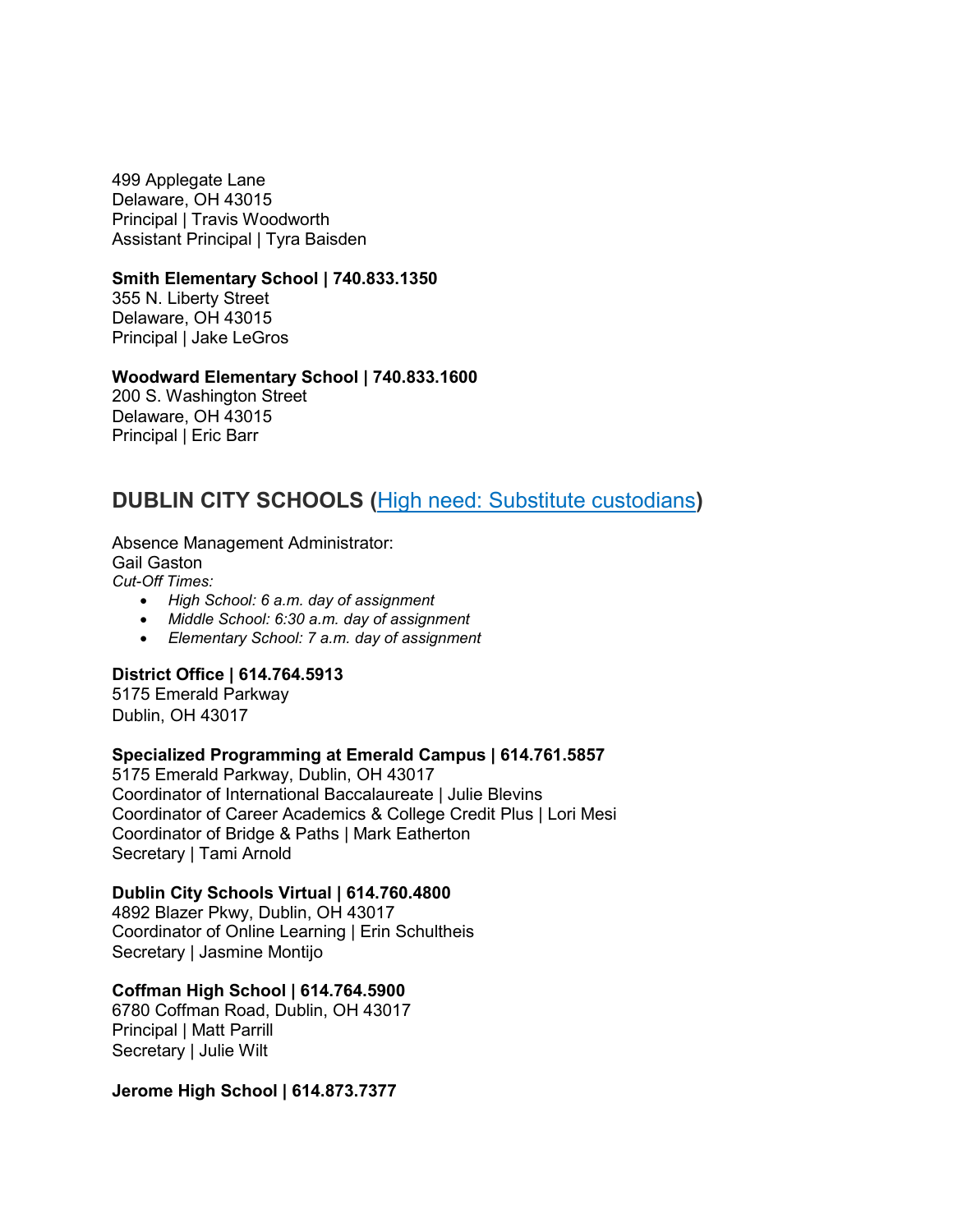499 Applegate Lane
Delaware, OH 43015
Principal | Travis Woodworth
Assistant Principal | Tyra Baisden

**Smith Elementary School | 740.833.1350**
355 N. Liberty Street
Delaware, OH 43015
Principal | Jake LeGros

**Woodward Elementary School | 740.833.1600**
200 S. Washington Street
Delaware, OH 43015
Principal | Eric Barr

## DUBLIN CITY SCHOOLS (High need: Substitute custodians)

Absence Management Administrator:
Gail Gaston
*Cut-Off Times:*

- *High School: 6 a.m. day of assignment*
- *Middle School: 6:30 a.m. day of assignment*
- *Elementary School: 7 a.m. day of assignment*

**District Office | 614.764.5913**
5175 Emerald Parkway
Dublin, OH 43017

**Specialized Programming at Emerald Campus | 614.761.5857**
5175 Emerald Parkway, Dublin, OH 43017
Coordinator of International Baccalaureate | Julie Blevins
Coordinator of Career Academics & College Credit Plus | Lori Mesi
Coordinator of Bridge & Paths | Mark Eatherton
Secretary | Tami Arnold

**Dublin City Schools Virtual | 614.760.4800**
4892 Blazer Pkwy, Dublin, OH 43017
Coordinator of Online Learning | Erin Schultheis
Secretary | Jasmine Montijo

**Coffman High School | 614.764.5900**
6780 Coffman Road, Dublin, OH 43017
Principal | Matt Parrill
Secretary | Julie Wilt

**Jerome High School | 614.873.7377**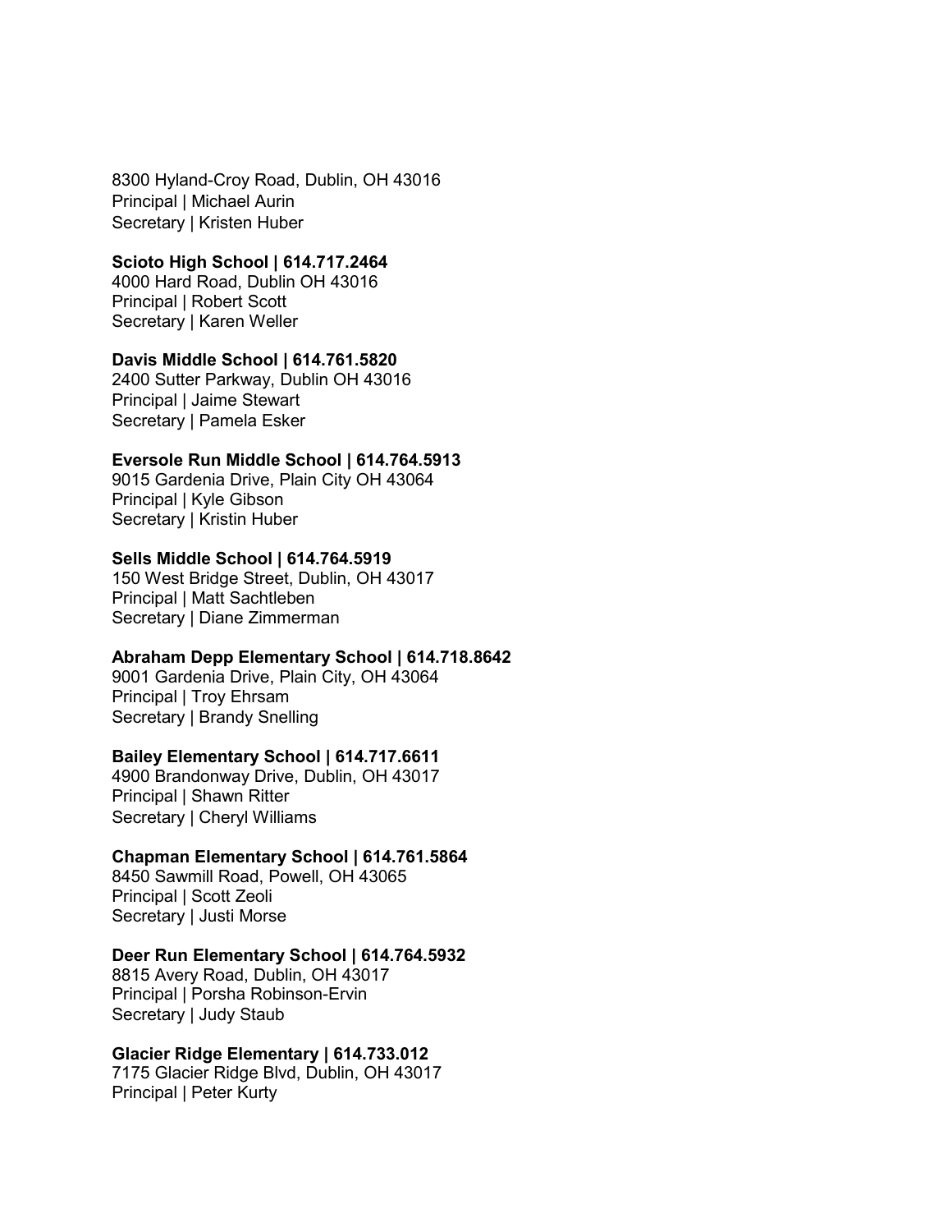8300 Hyland-Croy Road, Dublin, OH 43016
Principal | Michael Aurin
Secretary | Kristen Huber

**Scioto High School | 614.717.2464**
4000 Hard Road, Dublin OH 43016
Principal | Robert Scott
Secretary | Karen Weller

**Davis Middle School | 614.761.5820**
2400 Sutter Parkway, Dublin OH 43016
Principal | Jaime Stewart
Secretary | Pamela Esker

**Eversole Run Middle School | 614.764.5913**
9015 Gardenia Drive, Plain City OH 43064
Principal | Kyle Gibson
Secretary | Kristin Huber

**Sells Middle School | 614.764.5919**
150 West Bridge Street, Dublin, OH 43017
Principal | Matt Sachtleben
Secretary | Diane Zimmerman

**Abraham Depp Elementary School | 614.718.8642**
9001 Gardenia Drive, Plain City, OH 43064
Principal | Troy Ehrsam
Secretary | Brandy Snelling

**Bailey Elementary School | 614.717.6611**
4900 Brandonway Drive, Dublin, OH 43017
Principal | Shawn Ritter
Secretary | Cheryl Williams

**Chapman Elementary School | 614.761.5864**
8450 Sawmill Road, Powell, OH 43065
Principal | Scott Zeoli
Secretary | Justi Morse

**Deer Run Elementary School | 614.764.5932**
8815 Avery Road, Dublin, OH 43017
Principal | Porsha Robinson-Ervin
Secretary | Judy Staub

**Glacier Ridge Elementary | 614.733.012**
7175 Glacier Ridge Blvd, Dublin, OH 43017
Principal | Peter Kurty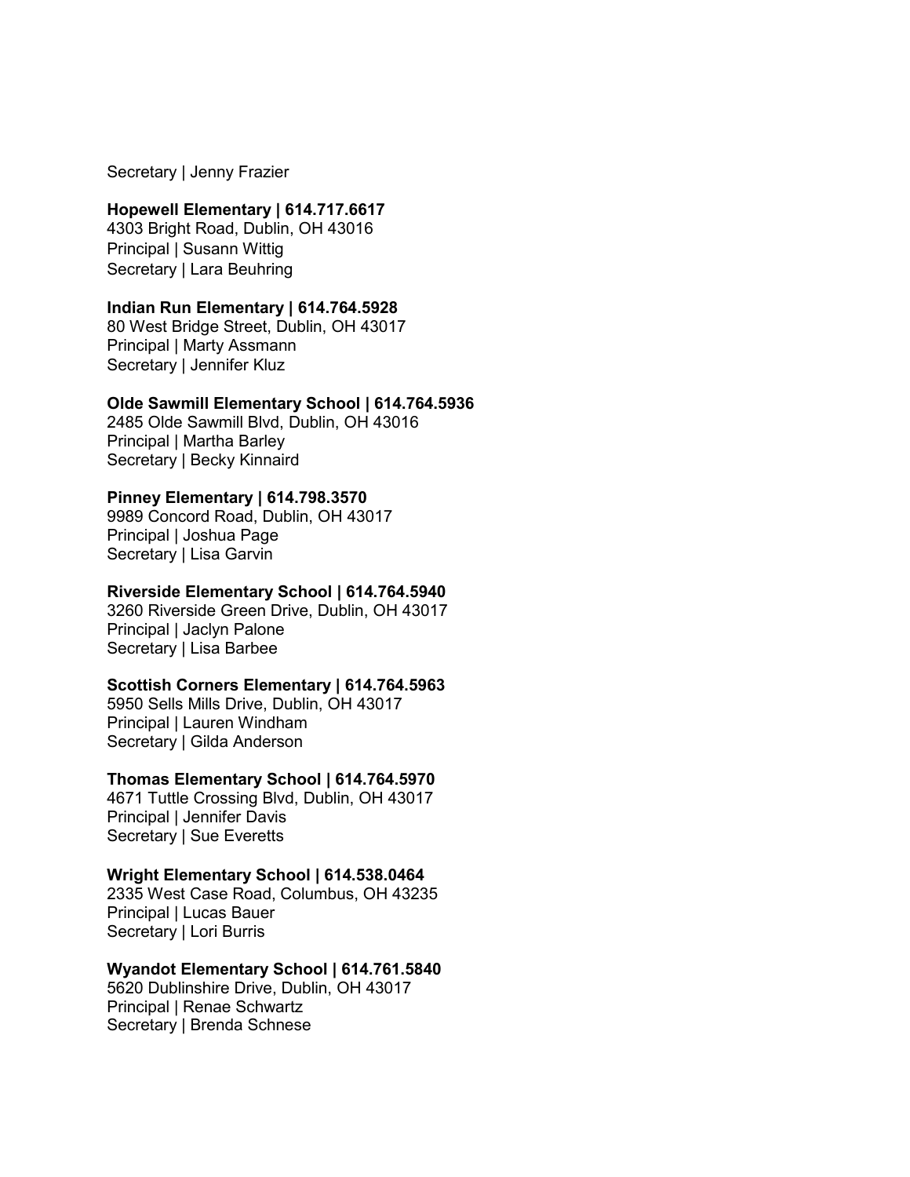Secretary | Jenny Frazier

**Hopewell Elementary | 614.717.6617**
4303 Bright Road, Dublin, OH 43016
Principal | Susann Wittig
Secretary | Lara Beuhring

**Indian Run Elementary | 614.764.5928**
80 West Bridge Street, Dublin, OH 43017
Principal | Marty Assmann
Secretary | Jennifer Kluz

**Olde Sawmill Elementary School | 614.764.5936**
2485 Olde Sawmill Blvd, Dublin, OH 43016
Principal | Martha Barley
Secretary | Becky Kinnaird

**Pinney Elementary | 614.798.3570**
9989 Concord Road, Dublin, OH 43017
Principal | Joshua Page
Secretary | Lisa Garvin

**Riverside Elementary School | 614.764.5940**
3260 Riverside Green Drive, Dublin, OH 43017
Principal | Jaclyn Palone
Secretary | Lisa Barbee

**Scottish Corners Elementary | 614.764.5963**
5950 Sells Mills Drive, Dublin, OH 43017
Principal | Lauren Windham
Secretary | Gilda Anderson

**Thomas Elementary School | 614.764.5970**
4671 Tuttle Crossing Blvd, Dublin, OH 43017
Principal | Jennifer Davis
Secretary | Sue Everetts

**Wright Elementary School | 614.538.0464**
2335 West Case Road, Columbus, OH 43235
Principal | Lucas Bauer
Secretary | Lori Burris

**Wyandot Elementary School | 614.761.5840**
5620 Dublinshire Drive, Dublin, OH 43017
Principal | Renae Schwartz
Secretary | Brenda Schnese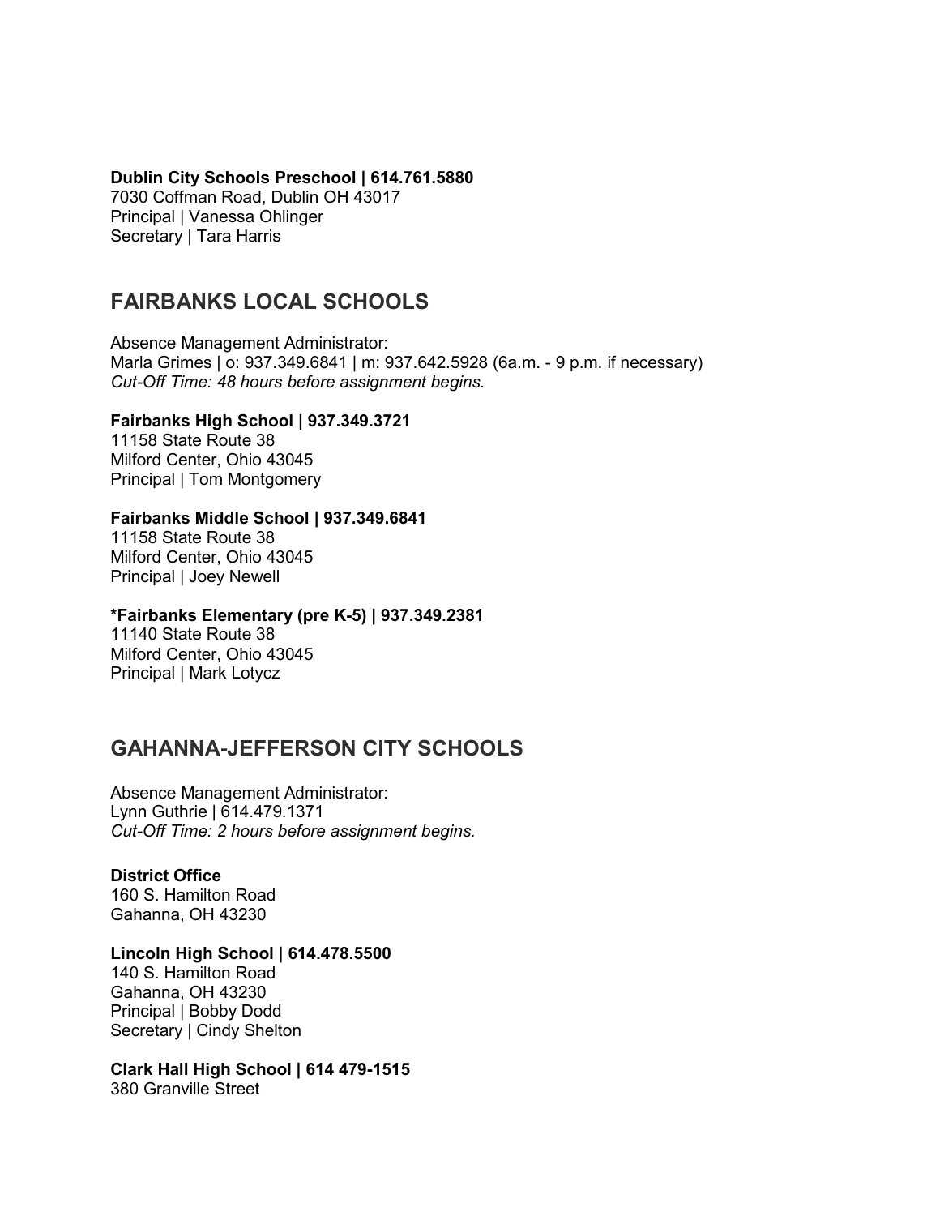**Dublin City Schools Preschool | 614.761.5880**
7030 Coffman Road, Dublin OH 43017
Principal | Vanessa Ohlinger
Secretary | Tara Harris

## FAIRBANKS LOCAL SCHOOLS

Absence Management Administrator:
Marla Grimes | o: 937.349.6841 | m: 937.642.5928 (6a.m. - 9 p.m. if necessary)
*Cut-Off Time: 48 hours before assignment begins.*

**Fairbanks High School | 937.349.3721**
11158 State Route 38
Milford Center, Ohio 43045
Principal | Tom Montgomery

**Fairbanks Middle School | 937.349.6841**
11158 State Route 38
Milford Center, Ohio 43045
Principal | Joey Newell

**\*Fairbanks Elementary (pre K-5) | 937.349.2381**
11140 State Route 38
Milford Center, Ohio 43045
Principal | Mark Lotycz

## GAHANNA-JEFFERSON CITY SCHOOLS

Absence Management Administrator:
Lynn Guthrie | 614.479.1371
*Cut-Off Time: 2 hours before assignment begins.*

**District Office**
160 S. Hamilton Road
Gahanna, OH 43230

**Lincoln High School | 614.478.5500**
140 S. Hamilton Road
Gahanna, OH 43230
Principal | Bobby Dodd
Secretary | Cindy Shelton

**Clark Hall High School | 614 479-1515**
380 Granville Street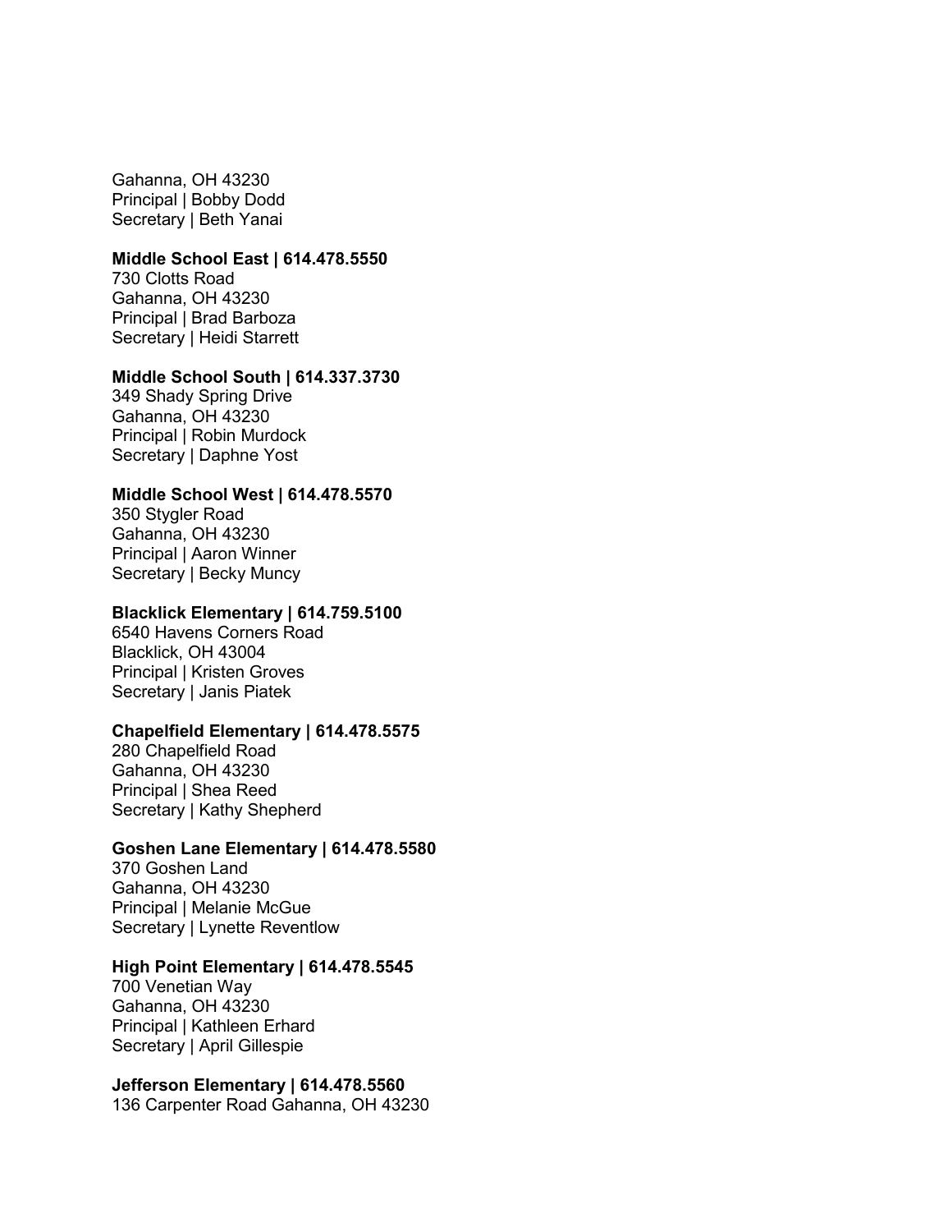Gahanna, OH 43230
Principal | Bobby Dodd
Secretary | Beth Yanai

**Middle School East | 614.478.5550**
730 Clotts Road
Gahanna, OH 43230
Principal | Brad Barboza
Secretary | Heidi Starrett

**Middle School South | 614.337.3730**
349 Shady Spring Drive
Gahanna, OH 43230
Principal | Robin Murdock
Secretary | Daphne Yost

**Middle School West | 614.478.5570**
350 Stygler Road
Gahanna, OH 43230
Principal | Aaron Winner
Secretary | Becky Muncy

**Blacklick Elementary | 614.759.5100**
6540 Havens Corners Road
Blacklick, OH 43004
Principal | Kristen Groves
Secretary | Janis Piatek

**Chapelfield Elementary | 614.478.5575**
280 Chapelfield Road
Gahanna, OH 43230
Principal | Shea Reed
Secretary | Kathy Shepherd

**Goshen Lane Elementary | 614.478.5580**
370 Goshen Land
Gahanna, OH 43230
Principal | Melanie McGue
Secretary | Lynette Reventlow

**High Point Elementary | 614.478.5545**
700 Venetian Way
Gahanna, OH 43230
Principal | Kathleen Erhard
Secretary | April Gillespie

**Jefferson Elementary | 614.478.5560**
136 Carpenter Road Gahanna, OH 43230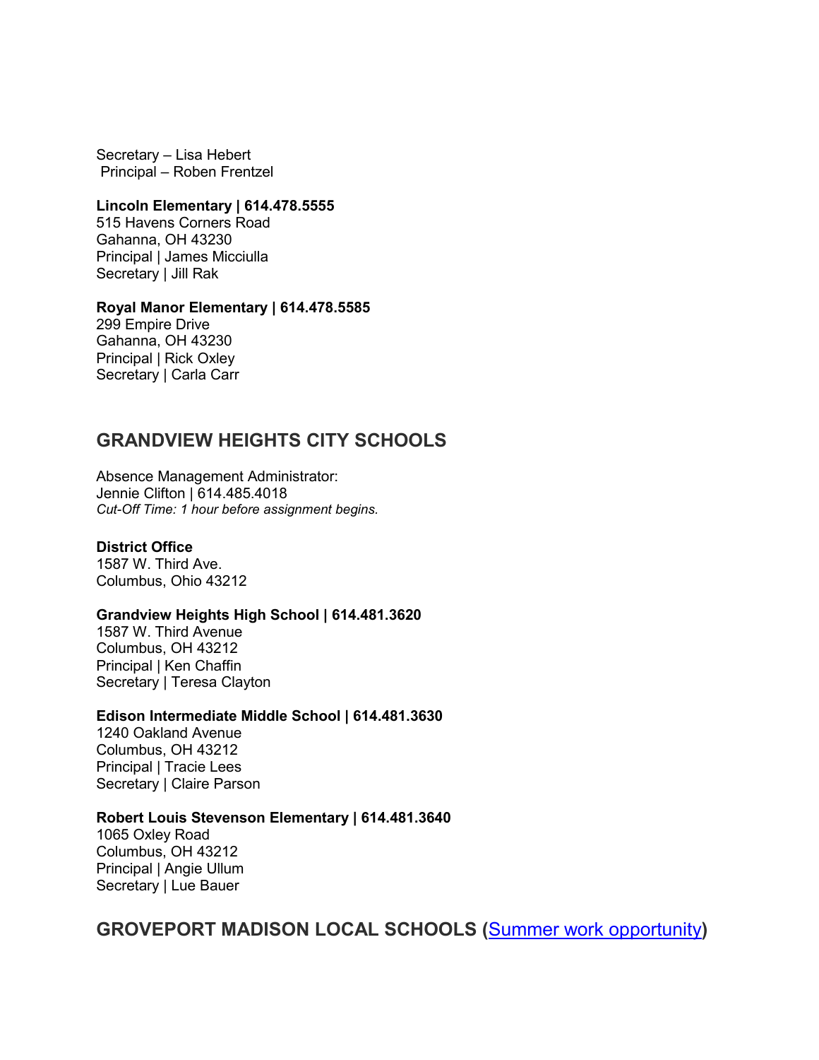Secretary – Lisa Hebert
Principal – Roben Frentzel

**Lincoln Elementary | 614.478.5555**
515 Havens Corners Road
Gahanna, OH 43230
Principal | James Micciulla
Secretary | Jill Rak

**Royal Manor Elementary | 614.478.5585**
299 Empire Drive
Gahanna, OH 43230
Principal | Rick Oxley
Secretary | Carla Carr

## GRANDVIEW HEIGHTS CITY SCHOOLS

Absence Management Administrator:
Jennie Clifton | 614.485.4018
*Cut-Off Time: 1 hour before assignment begins.*

**District Office**
1587 W. Third Ave.
Columbus, Ohio 43212

**Grandview Heights High School | 614.481.3620**
1587 W. Third Avenue
Columbus, OH 43212
Principal | Ken Chaffin
Secretary | Teresa Clayton

**Edison Intermediate Middle School | 614.481.3630**
1240 Oakland Avenue
Columbus, OH 43212
Principal | Tracie Lees
Secretary | Claire Parson

**Robert Louis Stevenson Elementary | 614.481.3640**
1065 Oxley Road
Columbus, OH 43212
Principal | Angie Ullum
Secretary | Lue Bauer

## GROVEPORT MADISON LOCAL SCHOOLS (Summer work opportunity)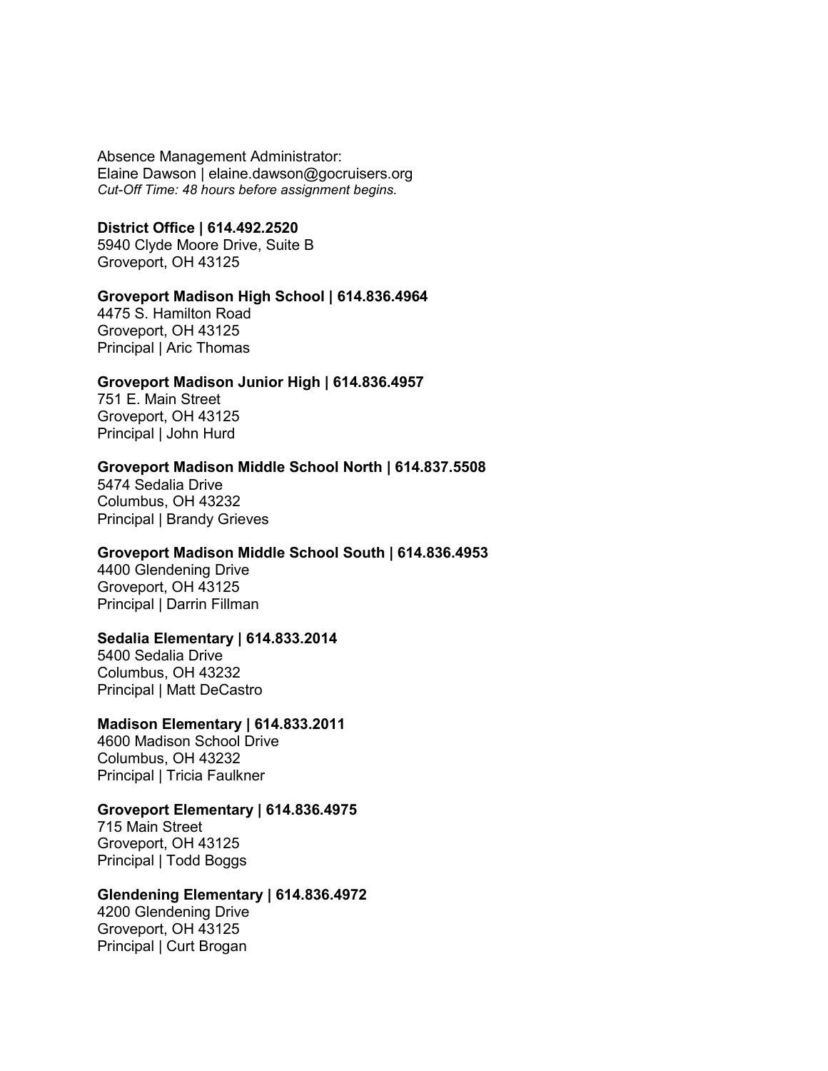Absence Management Administrator:
Elaine Dawson | elaine.dawson@gocruisers.org
*Cut-Off Time: 48 hours before assignment begins.*

**District Office | 614.492.2520**
5940 Clyde Moore Drive, Suite B
Groveport, OH 43125

**Groveport Madison High School | 614.836.4964**
4475 S. Hamilton Road
Groveport, OH 43125
Principal | Aric Thomas

**Groveport Madison Junior High | 614.836.4957**
751 E. Main Street
Groveport, OH 43125
Principal | John Hurd

**Groveport Madison Middle School North | 614.837.5508**
5474 Sedalia Drive
Columbus, OH 43232
Principal | Brandy Grieves

**Groveport Madison Middle School South | 614.836.4953**
4400 Glendening Drive
Groveport, OH 43125
Principal | Darrin Fillman

**Sedalia Elementary | 614.833.2014**
5400 Sedalia Drive
Columbus, OH 43232
Principal | Matt DeCastro

**Madison Elementary | 614.833.2011**
4600 Madison School Drive
Columbus, OH 43232
Principal | Tricia Faulkner

**Groveport Elementary | 614.836.4975**
715 Main Street
Groveport, OH 43125
Principal | Todd Boggs

**Glendening Elementary | 614.836.4972**
4200 Glendening Drive
Groveport, OH 43125
Principal | Curt Brogan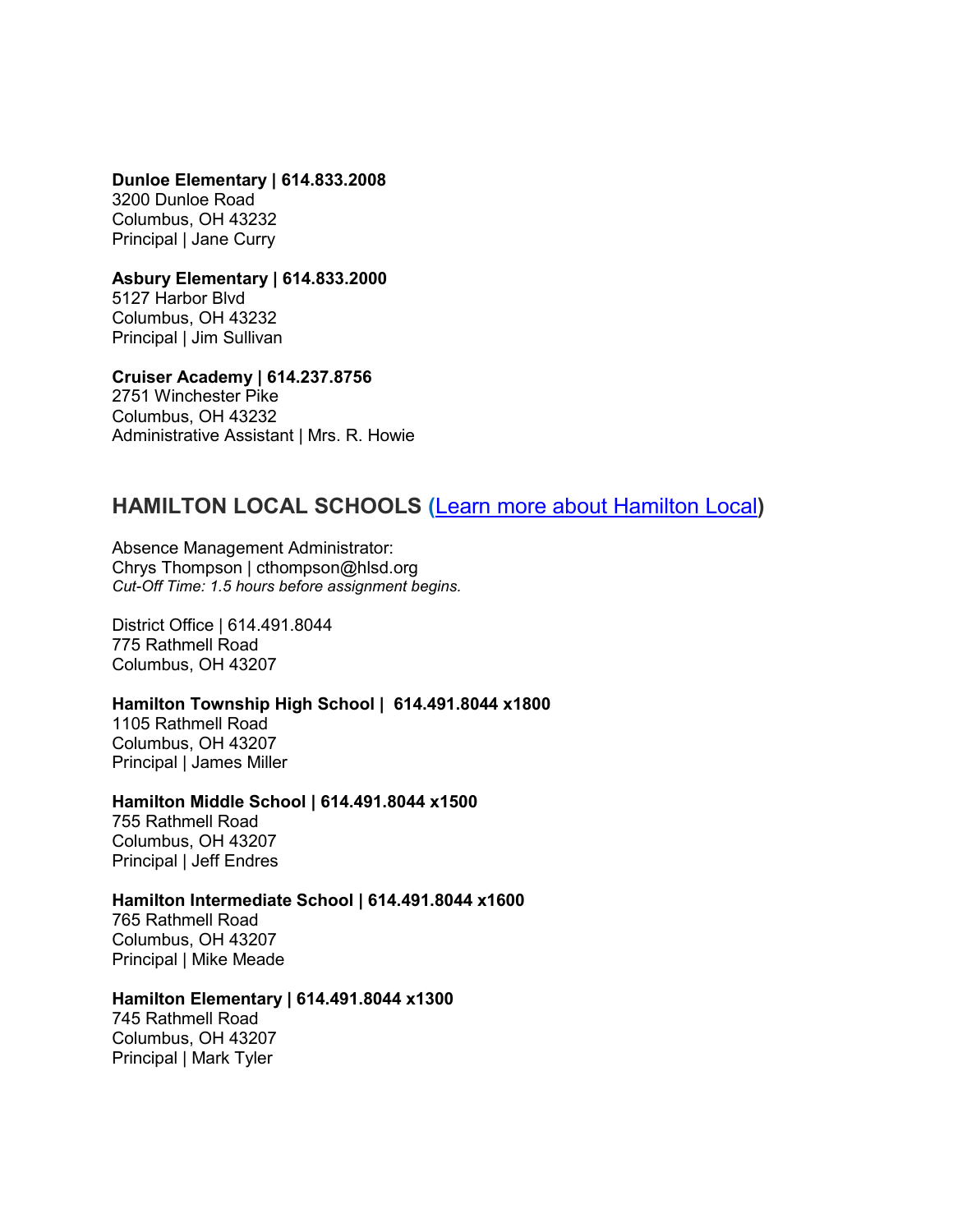**Dunloe Elementary | 614.833.2008**
3200 Dunloe Road
Columbus, OH 43232
Principal | Jane Curry

**Asbury Elementary | 614.833.2000**
5127 Harbor Blvd
Columbus, OH 43232
Principal | Jim Sullivan

**Cruiser Academy | 614.237.8756**
2751 Winchester Pike
Columbus, OH 43232
Administrative Assistant | Mrs. R. Howie

## HAMILTON LOCAL SCHOOLS (Learn more about Hamilton Local)

Absence Management Administrator:
Chrys Thompson | cthompson@hlsd.org
*Cut-Off Time: 1.5 hours before assignment begins.*

District Office | 614.491.8044
775 Rathmell Road
Columbus, OH 43207

**Hamilton Township High School | 614.491.8044 x1800**
1105 Rathmell Road
Columbus, OH 43207
Principal | James Miller

**Hamilton Middle School | 614.491.8044 x1500**
755 Rathmell Road
Columbus, OH 43207
Principal | Jeff Endres

**Hamilton Intermediate School | 614.491.8044 x1600**
765 Rathmell Road
Columbus, OH 43207
Principal | Mike Meade

**Hamilton Elementary | 614.491.8044 x1300**
745 Rathmell Road
Columbus, OH 43207
Principal | Mark Tyler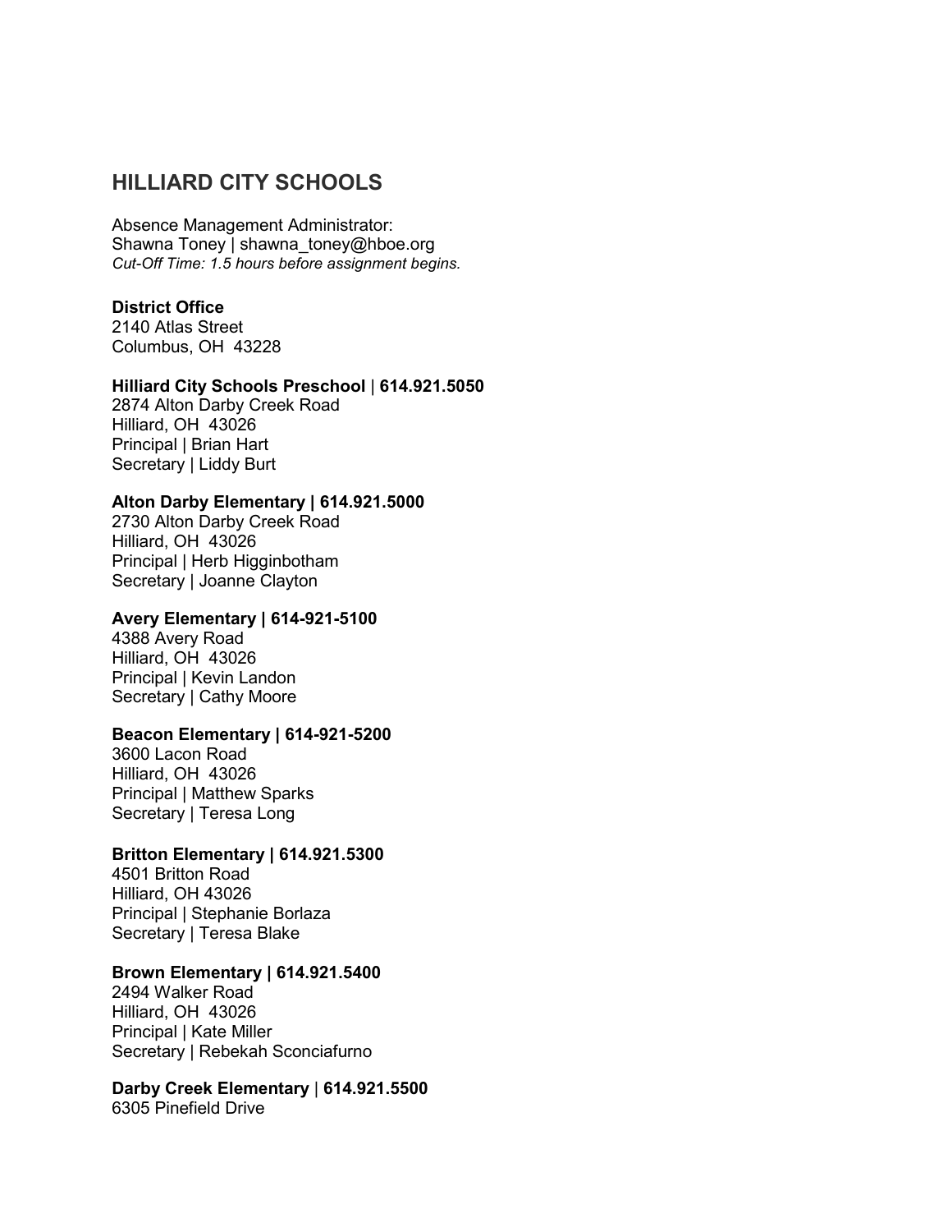## HILLIARD CITY SCHOOLS

Absence Management Administrator:
Shawna Toney | shawna_toney@hboe.org
*Cut-Off Time: 1.5 hours before assignment begins.*

**District Office**
2140 Atlas Street
Columbus, OH  43228

**Hilliard City Schools Preschool** | **614.921.5050**
2874 Alton Darby Creek Road
Hilliard, OH  43026
Principal | Brian Hart
Secretary | Liddy Burt

**Alton Darby Elementary | 614.921.5000**
2730 Alton Darby Creek Road
Hilliard, OH  43026
Principal | Herb Higginbotham
Secretary | Joanne Clayton

**Avery Elementary | 614-921-5100**
4388 Avery Road
Hilliard, OH  43026
Principal | Kevin Landon
Secretary | Cathy Moore

**Beacon Elementary | 614-921-5200**
3600 Lacon Road
Hilliard, OH  43026
Principal | Matthew Sparks
Secretary | Teresa Long

**Britton Elementary | 614.921.5300**
4501 Britton Road
Hilliard, OH 43026
Principal | Stephanie Borlaza
Secretary | Teresa Blake

**Brown Elementary | 614.921.5400**
2494 Walker Road
Hilliard, OH  43026
Principal | Kate Miller
Secretary | Rebekah Sconciafurno

**Darby Creek Elementary** | **614.921.5500**
6305 Pinefield Drive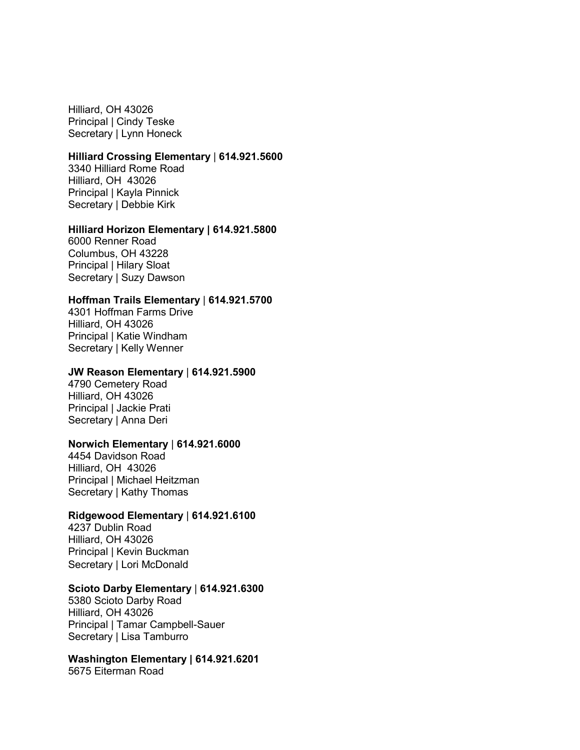Hilliard, OH 43026
Principal | Cindy Teske
Secretary | Lynn Honeck

**Hilliard Crossing Elementary** | **614.921.5600**
3340 Hilliard Rome Road
Hilliard, OH  43026
Principal | Kayla Pinnick
Secretary | Debbie Kirk

**Hilliard Horizon Elementary | 614.921.5800**
6000 Renner Road
Columbus, OH 43228
Principal | Hilary Sloat
Secretary | Suzy Dawson

**Hoffman Trails Elementary** | **614.921.5700**
4301 Hoffman Farms Drive
Hilliard, OH 43026
Principal | Katie Windham
Secretary | Kelly Wenner

**JW Reason Elementary** | **614.921.5900**
4790 Cemetery Road
Hilliard, OH 43026
Principal | Jackie Prati
Secretary | Anna Deri

**Norwich Elementary** | **614.921.6000**
4454 Davidson Road
Hilliard, OH  43026
Principal | Michael Heitzman
Secretary | Kathy Thomas

**Ridgewood Elementary** | **614.921.6100**
4237 Dublin Road
Hilliard, OH 43026
Principal | Kevin Buckman
Secretary | Lori McDonald

**Scioto Darby Elementary** | **614.921.6300**
5380 Scioto Darby Road
Hilliard, OH 43026
Principal | Tamar Campbell-Sauer
Secretary | Lisa Tamburro

**Washington Elementary | 614.921.6201**
5675 Eiterman Road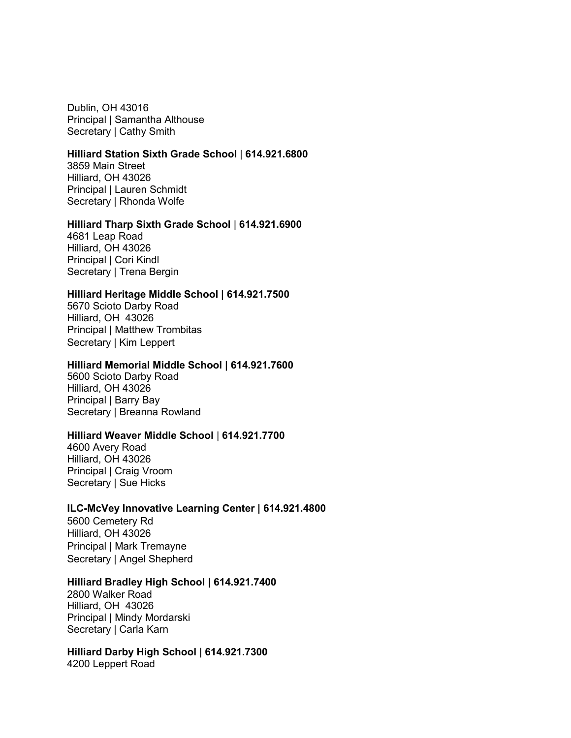Dublin, OH 43016
Principal | Samantha Althouse
Secretary | Cathy Smith

**Hilliard Station Sixth Grade School** | **614.921.6800**
3859 Main Street
Hilliard, OH 43026
Principal | Lauren Schmidt
Secretary | Rhonda Wolfe

**Hilliard Tharp Sixth Grade School** | **614.921.6900**
4681 Leap Road
Hilliard, OH 43026
Principal | Cori Kindl
Secretary | Trena Bergin

**Hilliard Heritage Middle School | 614.921.7500**
5670 Scioto Darby Road
Hilliard, OH 43026
Principal | Matthew Trombitas
Secretary | Kim Leppert

**Hilliard Memorial Middle School | 614.921.7600**
5600 Scioto Darby Road
Hilliard, OH 43026
Principal | Barry Bay
Secretary | Breanna Rowland

**Hilliard Weaver Middle School** | **614.921.7700**
4600 Avery Road
Hilliard, OH 43026
Principal | Craig Vroom
Secretary | Sue Hicks

**ILC-McVey Innovative Learning Center | 614.921.4800**
5600 Cemetery Rd
Hilliard, OH 43026
Principal | Mark Tremayne
Secretary | Angel Shepherd

**Hilliard Bradley High School | 614.921.7400**
2800 Walker Road
Hilliard, OH 43026
Principal | Mindy Mordarski
Secretary | Carla Karn

**Hilliard Darby High School** | **614.921.7300**
4200 Leppert Road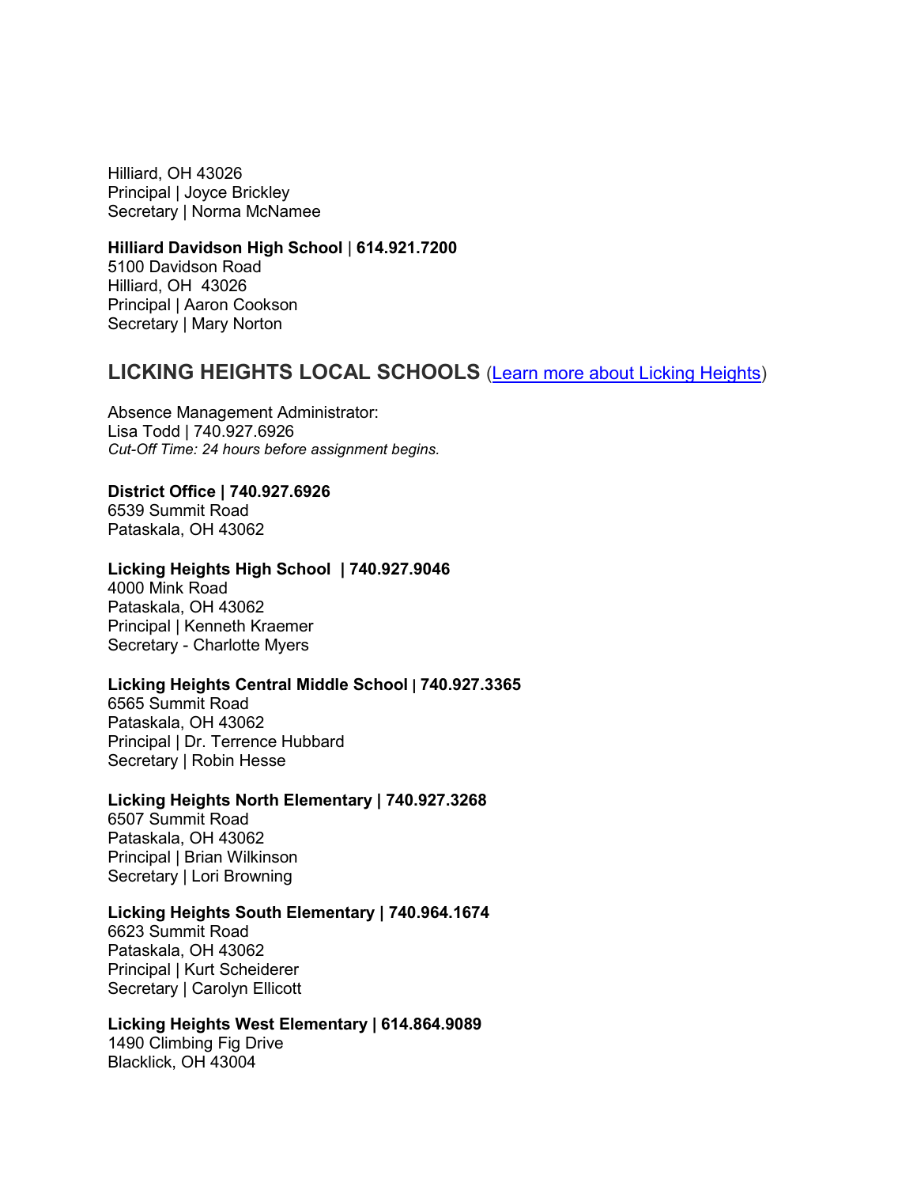Hilliard, OH 43026
Principal | Joyce Brickley
Secretary | Norma McNamee

**Hilliard Davidson High School** | **614.921.7200**
5100 Davidson Road
Hilliard, OH 43026
Principal | Aaron Cookson
Secretary | Mary Norton

## LICKING HEIGHTS LOCAL SCHOOLS (Learn more about Licking Heights)

Absence Management Administrator:
Lisa Todd | 740.927.6926
*Cut-Off Time: 24 hours before assignment begins.*

**District Office | 740.927.6926**
6539 Summit Road
Pataskala, OH 43062

**Licking Heights High School | 740.927.9046**
4000 Mink Road
Pataskala, OH 43062
Principal | Kenneth Kraemer
Secretary - Charlotte Myers

**Licking Heights Central Middle School | 740.927.3365**
6565 Summit Road
Pataskala, OH 43062
Principal | Dr. Terrence Hubbard
Secretary | Robin Hesse

**Licking Heights North Elementary | 740.927.3268**
6507 Summit Road
Pataskala, OH 43062
Principal | Brian Wilkinson
Secretary | Lori Browning

**Licking Heights South Elementary | 740.964.1674**
6623 Summit Road
Pataskala, OH 43062
Principal | Kurt Scheiderer
Secretary | Carolyn Ellicott

**Licking Heights West Elementary | 614.864.9089**
1490 Climbing Fig Drive
Blacklick, OH 43004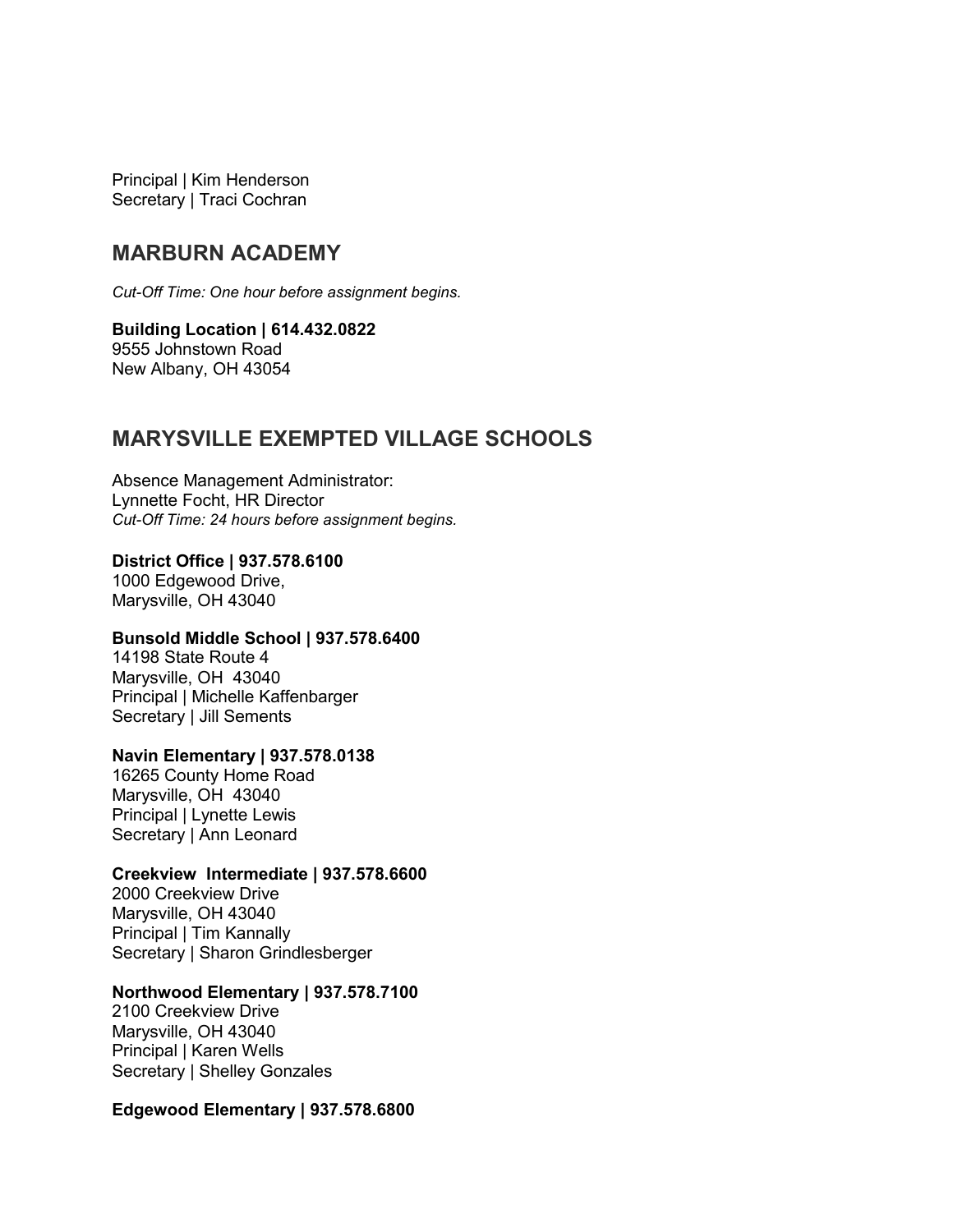Principal | Kim Henderson
Secretary | Traci Cochran

## MARBURN ACADEMY

*Cut-Off Time: One hour before assignment begins.*

**Building Location | 614.432.0822**
9555 Johnstown Road
New Albany, OH 43054

## MARYSVILLE EXEMPTED VILLAGE SCHOOLS

Absence Management Administrator:
Lynnette Focht, HR Director
*Cut-Off Time: 24 hours before assignment begins.*

**District Office | 937.578.6100**
1000 Edgewood Drive,
Marysville, OH 43040

**Bunsold Middle School | 937.578.6400**
14198 State Route 4
Marysville, OH 43040
Principal | Michelle Kaffenbarger
Secretary | Jill Sements

**Navin Elementary | 937.578.0138**
16265 County Home Road
Marysville, OH 43040
Principal | Lynette Lewis
Secretary | Ann Leonard

**Creekview Intermediate | 937.578.6600**
2000 Creekview Drive
Marysville, OH 43040
Principal | Tim Kannally
Secretary | Sharon Grindlesberger

**Northwood Elementary | 937.578.7100**
2100 Creekview Drive
Marysville, OH 43040
Principal | Karen Wells
Secretary | Shelley Gonzales

**Edgewood Elementary | 937.578.6800**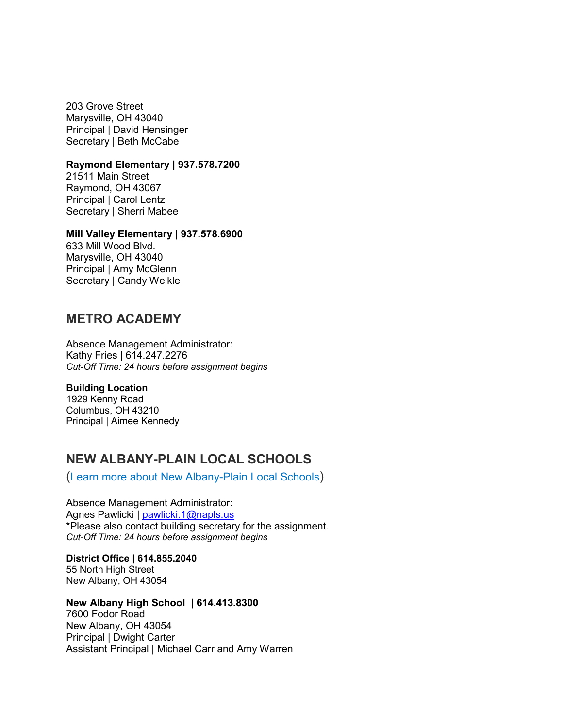203 Grove Street
Marysville, OH 43040
Principal | David Hensinger
Secretary | Beth McCabe

**Raymond Elementary | 937.578.7200**
21511 Main Street
Raymond, OH 43067
Principal | Carol Lentz
Secretary | Sherri Mabee

**Mill Valley Elementary | 937.578.6900**
633 Mill Wood Blvd.
Marysville, OH 43040
Principal | Amy McGlenn
Secretary | Candy Weikle

## METRO ACADEMY

Absence Management Administrator:
Kathy Fries | 614.247.2276
*Cut-Off Time: 24 hours before assignment begins*

**Building Location**
1929 Kenny Road
Columbus, OH 43210
Principal | Aimee Kennedy

## NEW ALBANY-PLAIN LOCAL SCHOOLS

(Learn more about New Albany-Plain Local Schools)

Absence Management Administrator:
Agnes Pawlicki | pawlicki.1@napls.us
*Please also contact building secretary for the assignment.
*Cut-Off Time: 24 hours before assignment begins*

**District Office | 614.855.2040**
55 North High Street
New Albany, OH 43054

**New Albany High School | 614.413.8300**
7600 Fodor Road
New Albany, OH 43054
Principal | Dwight Carter
Assistant Principal | Michael Carr and Amy Warren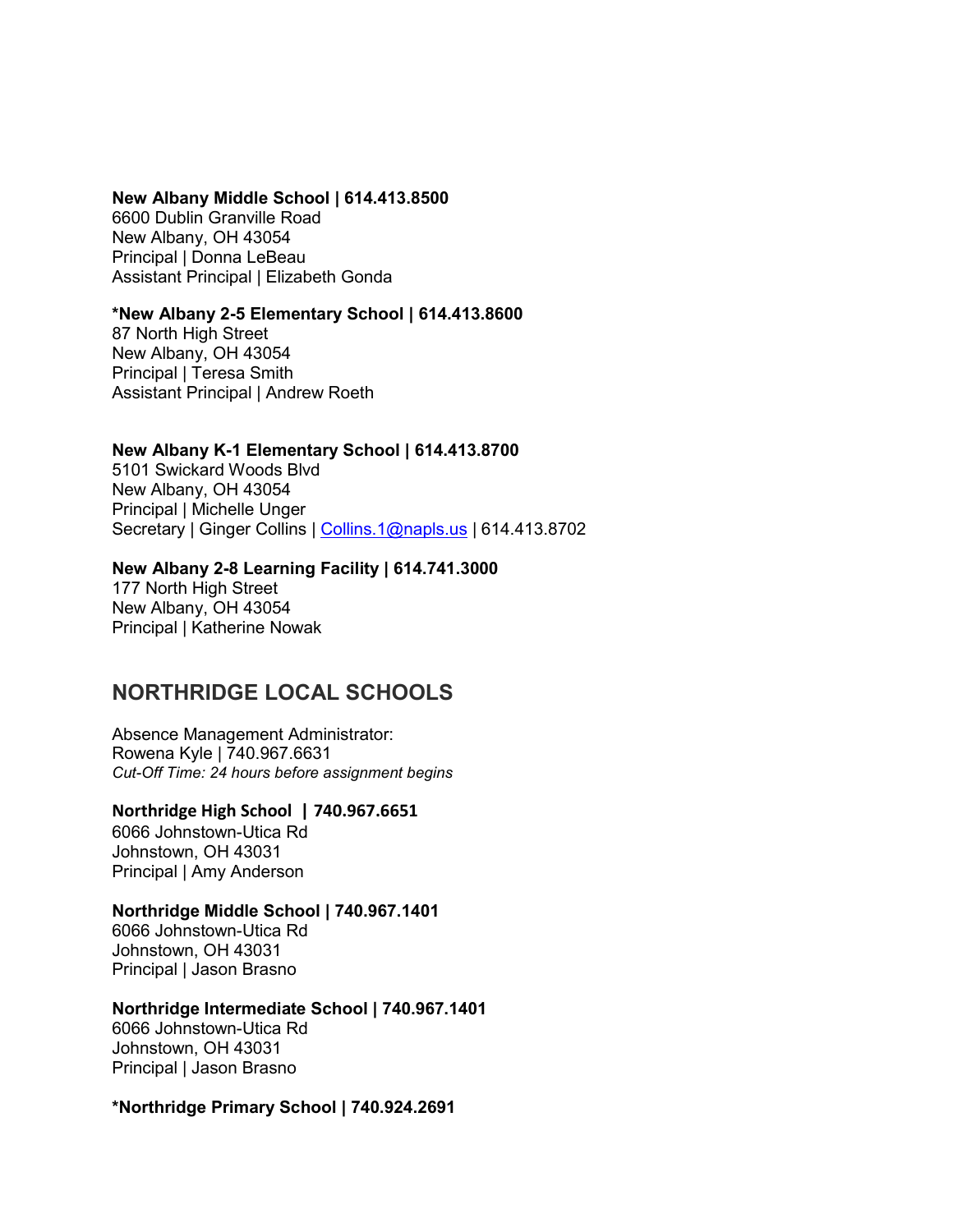**New Albany Middle School | 614.413.8500**
6600 Dublin Granville Road
New Albany, OH 43054
Principal | Donna LeBeau
Assistant Principal | Elizabeth Gonda

***New Albany 2-5 Elementary School | 614.413.8600**
87 North High Street
New Albany, OH 43054
Principal | Teresa Smith
Assistant Principal | Andrew Roeth

**New Albany K-1 Elementary School | 614.413.8700**
5101 Swickard Woods Blvd
New Albany, OH 43054
Principal | Michelle Unger
Secretary | Ginger Collins | [Collins.1@napls.us](mailto:Collins.1@napls.us) | 614.413.8702

**New Albany 2-8 Learning Facility | 614.741.3000**
177 North High Street
New Albany, OH 43054
Principal | Katherine Nowak

## NORTHRIDGE LOCAL SCHOOLS

Absence Management Administrator:
Rowena Kyle | 740.967.6631
*Cut-Off Time: 24 hours before assignment begins*

**Northridge High School | 740.967.6651**
6066 Johnstown-Utica Rd
Johnstown, OH 43031
Principal | Amy Anderson

**Northridge Middle School | 740.967.1401**
6066 Johnstown-Utica Rd
Johnstown, OH 43031
Principal | Jason Brasno

**Northridge Intermediate School | 740.967.1401**
6066 Johnstown-Utica Rd
Johnstown, OH 43031
Principal | Jason Brasno

***Northridge Primary School | 740.924.2691**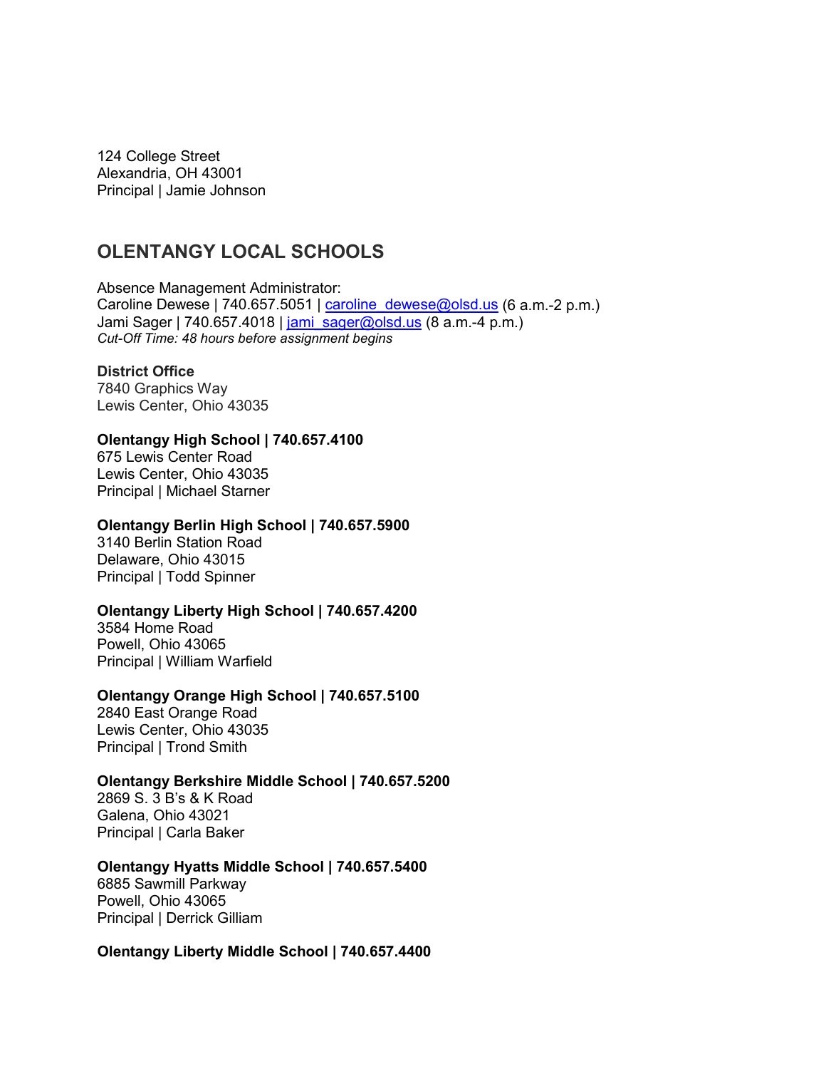124 College Street
Alexandria, OH 43001
Principal | Jamie Johnson

## OLENTANGY LOCAL SCHOOLS

Absence Management Administrator:
Caroline Dewese | 740.657.5051 | caroline_dewese@olsd.us (6 a.m.-2 p.m.)
Jami Sager | 740.657.4018 | jami_sager@olsd.us (8 a.m.-4 p.m.)
*Cut-Off Time: 48 hours before assignment begins*

**District Office**
7840 Graphics Way
Lewis Center, Ohio 43035

**Olentangy High School | 740.657.4100**
675 Lewis Center Road
Lewis Center, Ohio 43035
Principal | Michael Starner

**Olentangy Berlin High School | 740.657.5900**
3140 Berlin Station Road
Delaware, Ohio 43015
Principal | Todd Spinner

**Olentangy Liberty High School | 740.657.4200**
3584 Home Road
Powell, Ohio 43065
Principal | William Warfield

**Olentangy Orange High School | 740.657.5100**
2840 East Orange Road
Lewis Center, Ohio 43035
Principal | Trond Smith

**Olentangy Berkshire Middle School | 740.657.5200**
2869 S. 3 B's & K Road
Galena, Ohio 43021
Principal | Carla Baker

**Olentangy Hyatts Middle School | 740.657.5400**
6885 Sawmill Parkway
Powell, Ohio 43065
Principal | Derrick Gilliam

**Olentangy Liberty Middle School | 740.657.4400**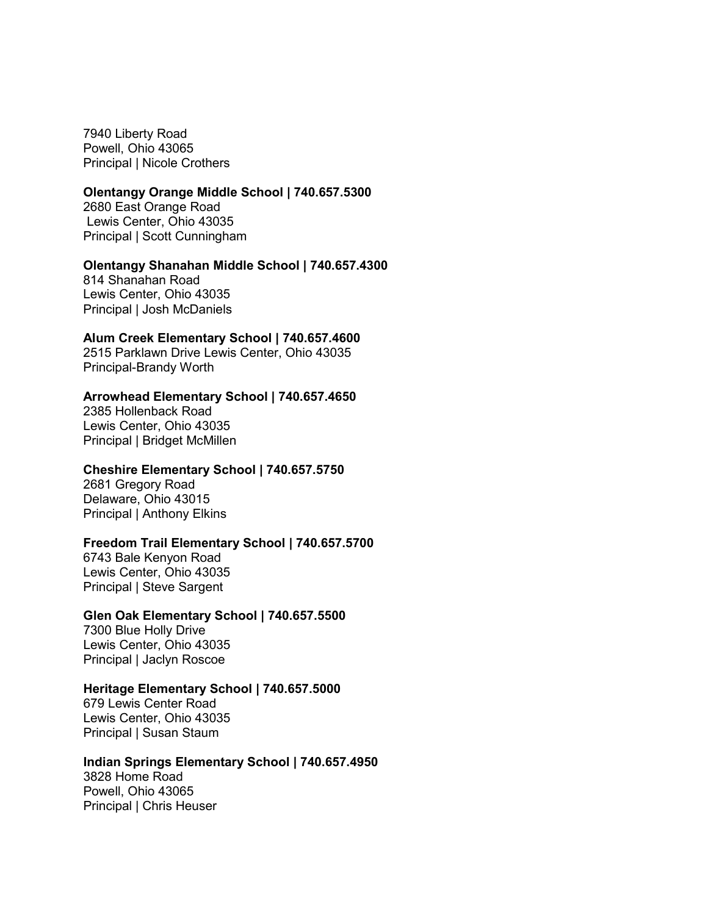7940 Liberty Road
Powell, Ohio 43065
Principal | Nicole Crothers

**Olentangy Orange Middle School | 740.657.5300**
2680 East Orange Road
Lewis Center, Ohio 43035
Principal | Scott Cunningham

**Olentangy Shanahan Middle School | 740.657.4300**
814 Shanahan Road
Lewis Center, Ohio 43035
Principal | Josh McDaniels

**Alum Creek Elementary School | 740.657.4600**
2515 Parklawn Drive Lewis Center, Ohio 43035
Principal-Brandy Worth

**Arrowhead Elementary School | 740.657.4650**
2385 Hollenback Road
Lewis Center, Ohio 43035
Principal | Bridget McMillen

**Cheshire Elementary School | 740.657.5750**
2681 Gregory Road
Delaware, Ohio 43015
Principal | Anthony Elkins

**Freedom Trail Elementary School | 740.657.5700**
6743 Bale Kenyon Road
Lewis Center, Ohio 43035
Principal | Steve Sargent

**Glen Oak Elementary School | 740.657.5500**
7300 Blue Holly Drive
Lewis Center, Ohio 43035
Principal | Jaclyn Roscoe

**Heritage Elementary School | 740.657.5000**
679 Lewis Center Road
Lewis Center, Ohio 43035
Principal | Susan Staum

**Indian Springs Elementary School | 740.657.4950**
3828 Home Road
Powell, Ohio 43065
Principal | Chris Heuser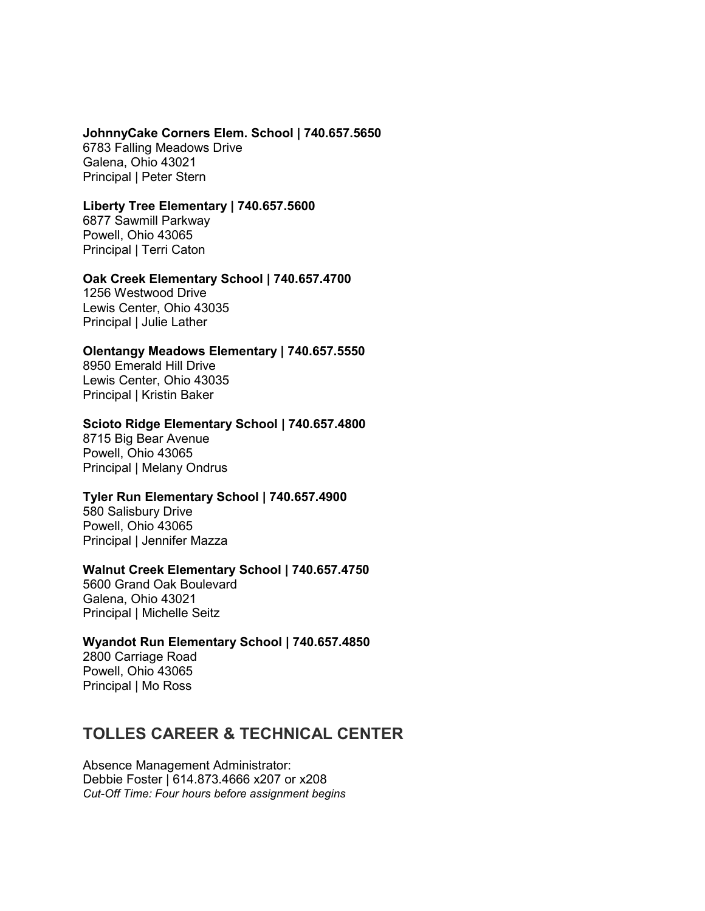**JohnnyCake Corners Elem. School | 740.657.5650**
6783 Falling Meadows Drive
Galena, Ohio 43021
Principal | Peter Stern

**Liberty Tree Elementary | 740.657.5600**
6877 Sawmill Parkway
Powell, Ohio 43065
Principal | Terri Caton

**Oak Creek Elementary School | 740.657.4700**
1256 Westwood Drive
Lewis Center, Ohio 43035
Principal | Julie Lather

**Olentangy Meadows Elementary | 740.657.5550**
8950 Emerald Hill Drive
Lewis Center, Ohio 43035
Principal | Kristin Baker

**Scioto Ridge Elementary School | 740.657.4800**
8715 Big Bear Avenue
Powell, Ohio 43065
Principal | Melany Ondrus

**Tyler Run Elementary School | 740.657.4900**
580 Salisbury Drive
Powell, Ohio 43065
Principal | Jennifer Mazza

**Walnut Creek Elementary School | 740.657.4750**
5600 Grand Oak Boulevard
Galena, Ohio 43021
Principal | Michelle Seitz

**Wyandot Run Elementary School | 740.657.4850**
2800 Carriage Road
Powell, Ohio 43065
Principal | Mo Ross

## TOLLES CAREER & TECHNICAL CENTER

Absence Management Administrator:
Debbie Foster | 614.873.4666 x207 or x208
*Cut-Off Time: Four hours before assignment begins*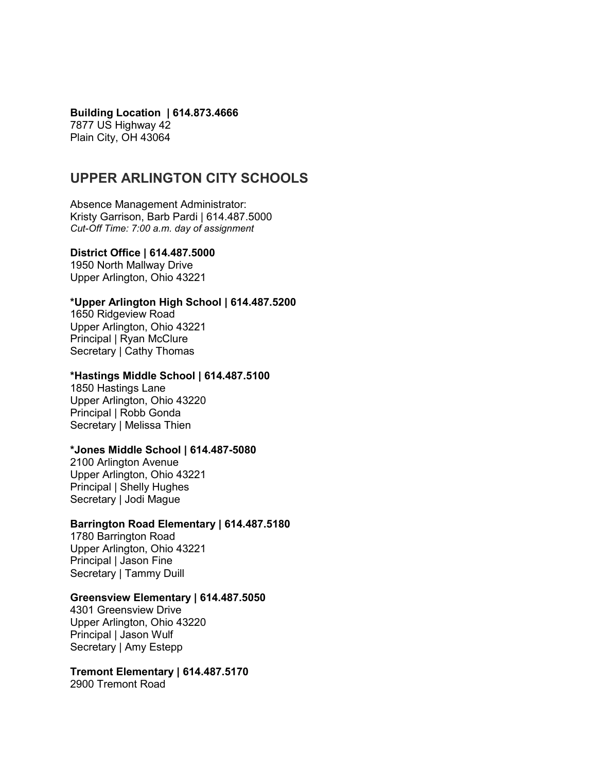**Building Location | 614.873.4666**
7877 US Highway 42
Plain City, OH 43064

## UPPER ARLINGTON CITY SCHOOLS

Absence Management Administrator:
Kristy Garrison, Barb Pardi | 614.487.5000
*Cut-Off Time: 7:00 a.m. day of assignment*

**District Office | 614.487.5000**
1950 North Mallway Drive
Upper Arlington, Ohio 43221

**\*Upper Arlington High School | 614.487.5200**
1650 Ridgeview Road
Upper Arlington, Ohio 43221
Principal | Ryan McClure
Secretary | Cathy Thomas

**\*Hastings Middle School | 614.487.5100**
1850 Hastings Lane
Upper Arlington, Ohio 43220
Principal | Robb Gonda
Secretary | Melissa Thien

**\*Jones Middle School | 614.487-5080**
2100 Arlington Avenue
Upper Arlington, Ohio 43221
Principal | Shelly Hughes
Secretary | Jodi Mague

**Barrington Road Elementary | 614.487.5180**
1780 Barrington Road
Upper Arlington, Ohio 43221
Principal | Jason Fine
Secretary | Tammy Duill

**Greensview Elementary | 614.487.5050**
4301 Greensview Drive
Upper Arlington, Ohio 43220
Principal | Jason Wulf
Secretary | Amy Estepp

**Tremont Elementary | 614.487.5170**
2900 Tremont Road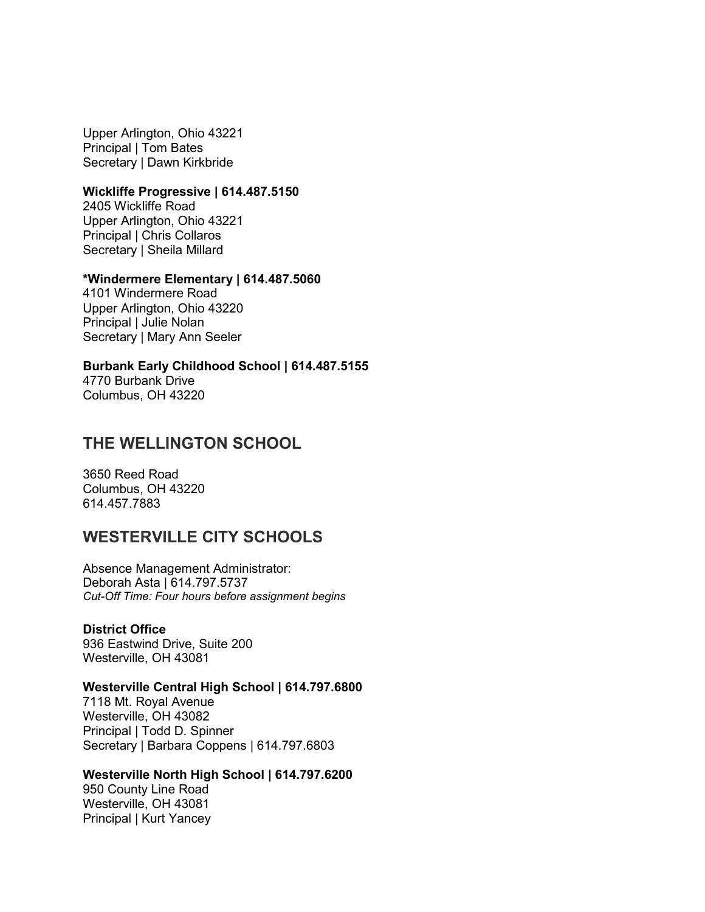Upper Arlington, Ohio 43221
Principal | Tom Bates
Secretary | Dawn Kirkbride

**Wickliffe Progressive | 614.487.5150**
2405 Wickliffe Road
Upper Arlington, Ohio 43221
Principal | Chris Collaros
Secretary | Sheila Millard

***Windermere Elementary | 614.487.5060**
4101 Windermere Road
Upper Arlington, Ohio 43220
Principal | Julie Nolan
Secretary | Mary Ann Seeler

**Burbank Early Childhood School | 614.487.5155**
4770 Burbank Drive
Columbus, OH 43220

## THE WELLINGTON SCHOOL

3650 Reed Road
Columbus, OH 43220
614.457.7883

## WESTERVILLE CITY SCHOOLS

Absence Management Administrator:
Deborah Asta | 614.797.5737
*Cut-Off Time: Four hours before assignment begins*

**District Office**
936 Eastwind Drive, Suite 200
Westerville, OH 43081

**Westerville Central High School | 614.797.6800**
7118 Mt. Royal Avenue
Westerville, OH 43082
Principal | Todd D. Spinner
Secretary | Barbara Coppens | 614.797.6803

**Westerville North High School | 614.797.6200**
950 County Line Road
Westerville, OH 43081
Principal | Kurt Yancey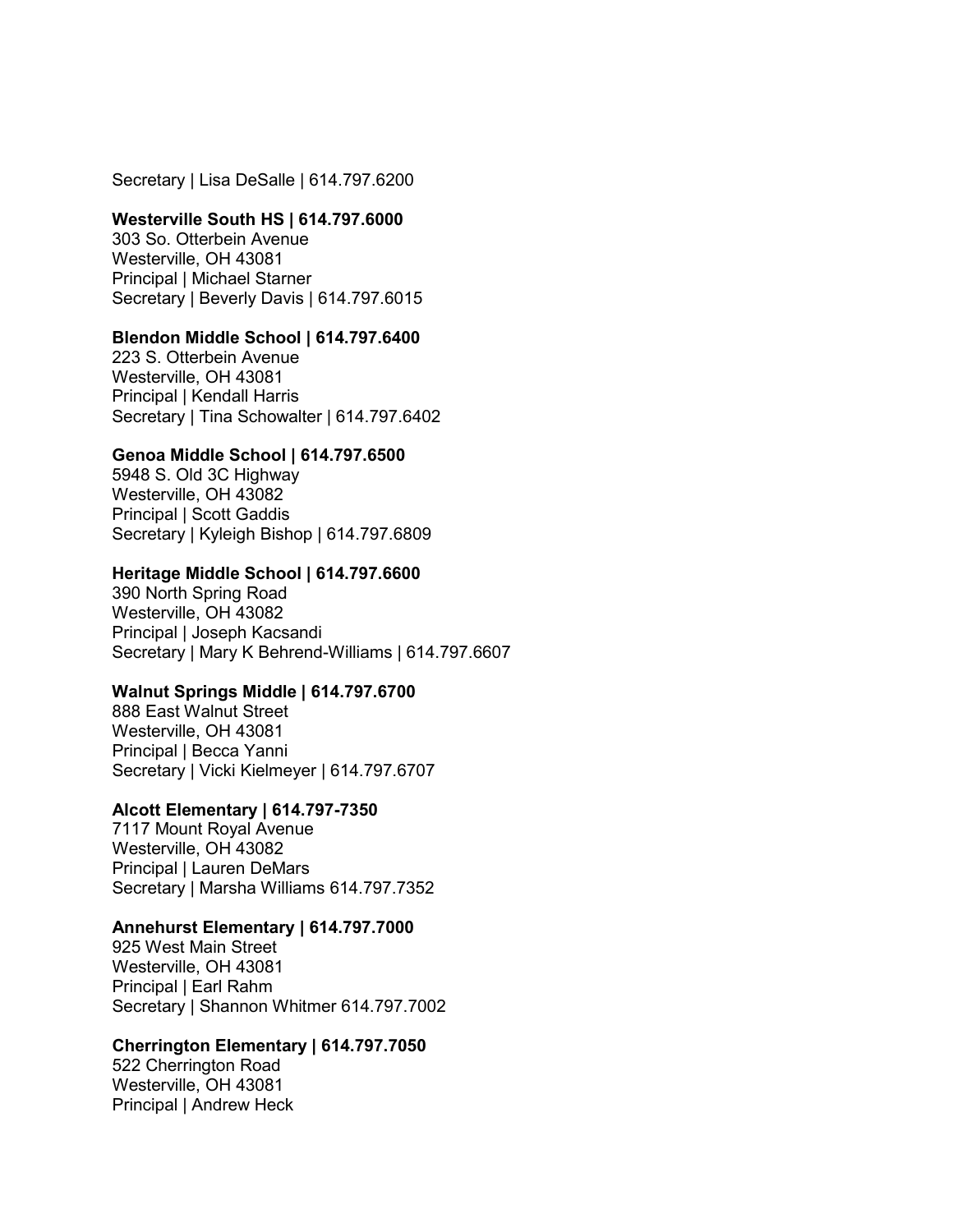Secretary | Lisa DeSalle | 614.797.6200

**Westerville South HS | 614.797.6000**
303 So. Otterbein Avenue
Westerville, OH 43081
Principal | Michael Starner
Secretary | Beverly Davis | 614.797.6015

**Blendon Middle School | 614.797.6400**
223 S. Otterbein Avenue
Westerville, OH 43081
Principal | Kendall Harris
Secretary | Tina Schowalter | 614.797.6402

**Genoa Middle School | 614.797.6500**
5948 S. Old 3C Highway
Westerville, OH 43082
Principal | Scott Gaddis
Secretary | Kyleigh Bishop | 614.797.6809

**Heritage Middle School | 614.797.6600**
390 North Spring Road
Westerville, OH 43082
Principal | Joseph Kacsandi
Secretary | Mary K Behrend-Williams | 614.797.6607

**Walnut Springs Middle | 614.797.6700**
888 East Walnut Street
Westerville, OH 43081
Principal | Becca Yanni
Secretary | Vicki Kielmeyer | 614.797.6707

**Alcott Elementary | 614.797-7350**
7117 Mount Royal Avenue
Westerville, OH 43082
Principal | Lauren DeMars
Secretary | Marsha Williams 614.797.7352

**Annehurst Elementary | 614.797.7000**
925 West Main Street
Westerville, OH 43081
Principal | Earl Rahm
Secretary | Shannon Whitmer 614.797.7002

**Cherrington Elementary | 614.797.7050**
522 Cherrington Road
Westerville, OH 43081
Principal | Andrew Heck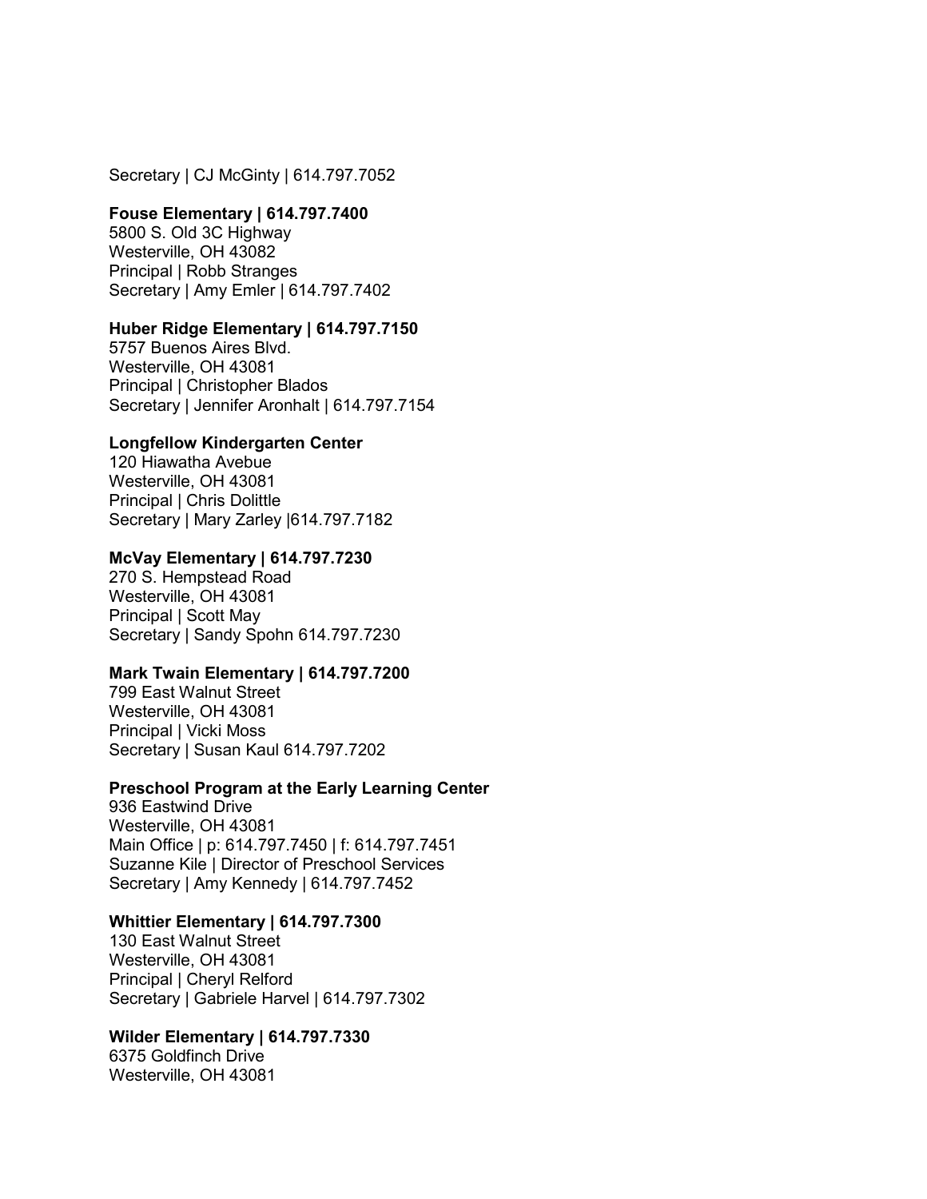Secretary | CJ McGinty | 614.797.7052

**Fouse Elementary | 614.797.7400**
5800 S. Old 3C Highway
Westerville, OH 43082
Principal | Robb Stranges
Secretary | Amy Emler | 614.797.7402

**Huber Ridge Elementary | 614.797.7150**
5757 Buenos Aires Blvd.
Westerville, OH 43081
Principal | Christopher Blados
Secretary | Jennifer Aronhalt | 614.797.7154

**Longfellow Kindergarten Center**
120 Hiawatha Avebue
Westerville, OH 43081
Principal | Chris Dolittle
Secretary | Mary Zarley |614.797.7182

**McVay Elementary | 614.797.7230**
270 S. Hempstead Road
Westerville, OH 43081
Principal | Scott May
Secretary | Sandy Spohn 614.797.7230

**Mark Twain Elementary | 614.797.7200**
799 East Walnut Street
Westerville, OH 43081
Principal | Vicki Moss
Secretary | Susan Kaul 614.797.7202

**Preschool Program at the Early Learning Center**
936 Eastwind Drive
Westerville, OH 43081
Main Office | p: 614.797.7450 | f: 614.797.7451
Suzanne Kile | Director of Preschool Services
Secretary | Amy Kennedy | 614.797.7452

**Whittier Elementary | 614.797.7300**
130 East Walnut Street
Westerville, OH 43081
Principal | Cheryl Relford
Secretary | Gabriele Harvel | 614.797.7302

**Wilder Elementary | 614.797.7330**
6375 Goldfinch Drive
Westerville, OH 43081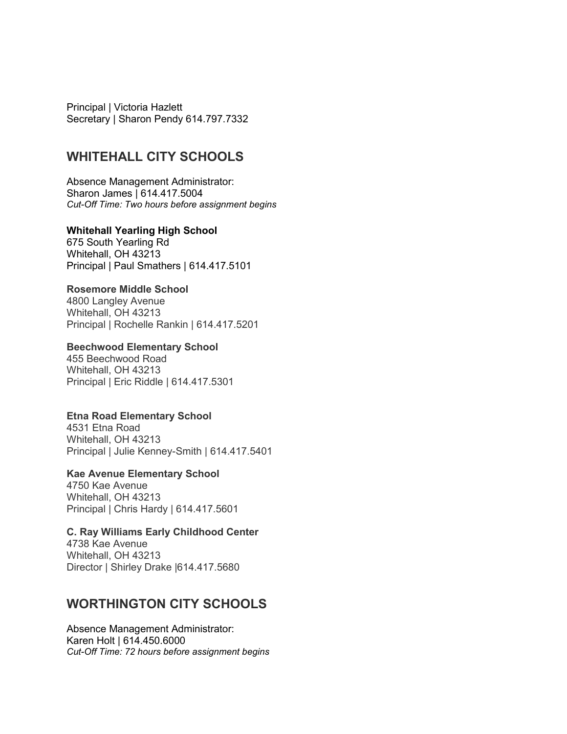Principal | Victoria Hazlett
Secretary | Sharon Pendy 614.797.7332

## WHITEHALL CITY SCHOOLS

Absence Management Administrator:
Sharon James | 614.417.5004
*Cut-Off Time: Two hours before assignment begins*

**Whitehall Yearling High School**
675 South Yearling Rd
Whitehall, OH 43213
Principal | Paul Smathers | 614.417.5101

**Rosemore Middle School**
4800 Langley Avenue
Whitehall, OH 43213
Principal | Rochelle Rankin | 614.417.5201

**Beechwood Elementary School**
455 Beechwood Road
Whitehall, OH 43213
Principal | Eric Riddle | 614.417.5301

**Etna Road Elementary School**
4531 Etna Road
Whitehall, OH 43213
Principal | Julie Kenney-Smith | 614.417.5401

**Kae Avenue Elementary School**
4750 Kae Avenue
Whitehall, OH 43213
Principal | Chris Hardy | 614.417.5601

**C. Ray Williams Early Childhood Center**
4738 Kae Avenue
Whitehall, OH 43213
Director | Shirley Drake |614.417.5680

## WORTHINGTON CITY SCHOOLS

Absence Management Administrator:
Karen Holt | 614.450.6000
*Cut-Off Time: 72 hours before assignment begins*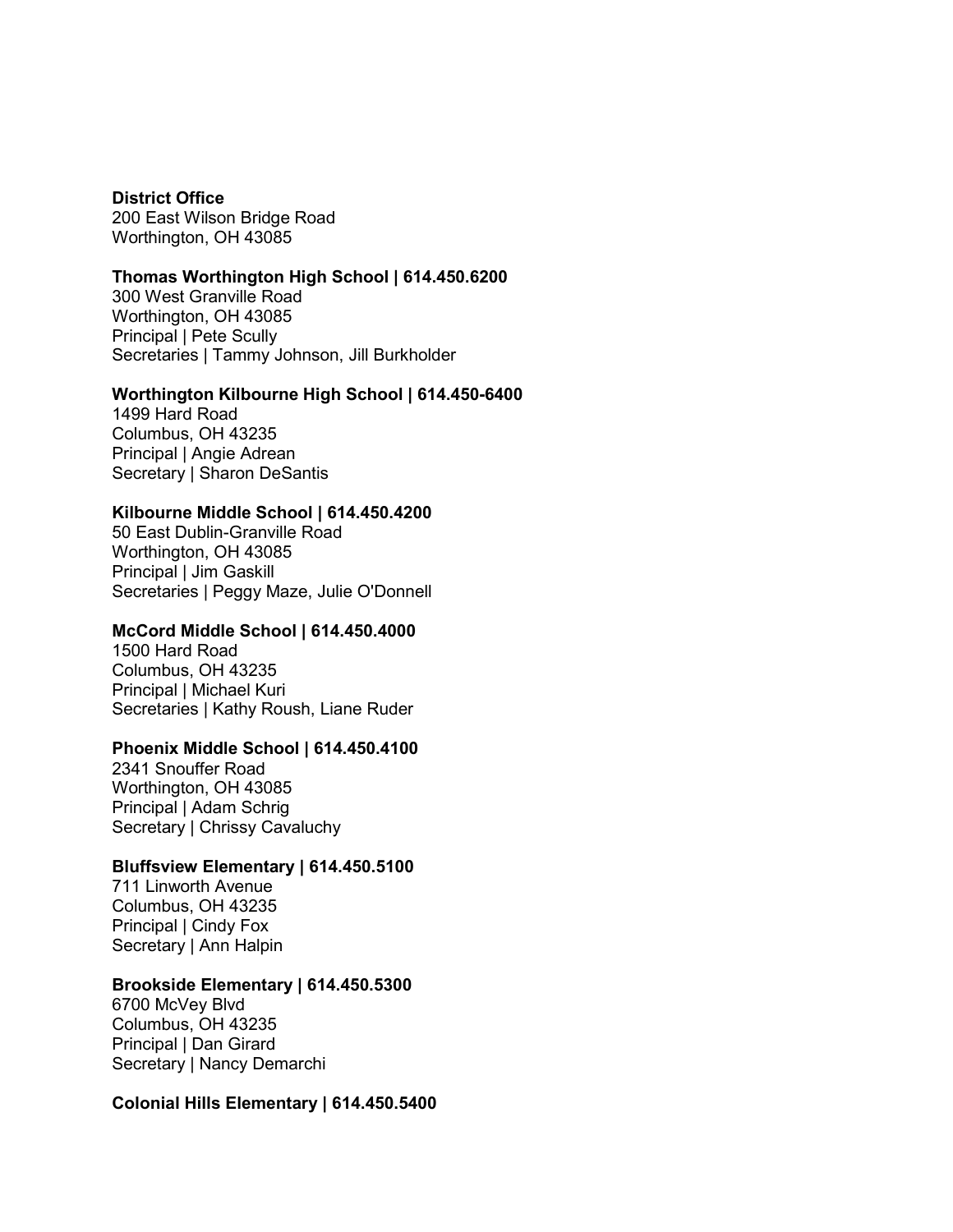**District Office**
200 East Wilson Bridge Road
Worthington, OH 43085

**Thomas Worthington High School | 614.450.6200**
300 West Granville Road
Worthington, OH 43085
Principal | Pete Scully
Secretaries | Tammy Johnson, Jill Burkholder

**Worthington Kilbourne High School | 614.450-6400**
1499 Hard Road
Columbus, OH 43235
Principal | Angie Adrean
Secretary | Sharon DeSantis

**Kilbourne Middle School | 614.450.4200**
50 East Dublin-Granville Road
Worthington, OH 43085
Principal | Jim Gaskill
Secretaries | Peggy Maze, Julie O'Donnell

**McCord Middle School | 614.450.4000**
1500 Hard Road
Columbus, OH 43235
Principal | Michael Kuri
Secretaries | Kathy Roush, Liane Ruder

**Phoenix Middle School | 614.450.4100**
2341 Snouffer Road
Worthington, OH 43085
Principal | Adam Schrig
Secretary | Chrissy Cavaluchy

**Bluffsview Elementary | 614.450.5100**
711 Linworth Avenue
Columbus, OH 43235
Principal | Cindy Fox
Secretary | Ann Halpin

**Brookside Elementary | 614.450.5300**
6700 McVey Blvd
Columbus, OH 43235
Principal | Dan Girard
Secretary | Nancy Demarchi

**Colonial Hills Elementary | 614.450.5400**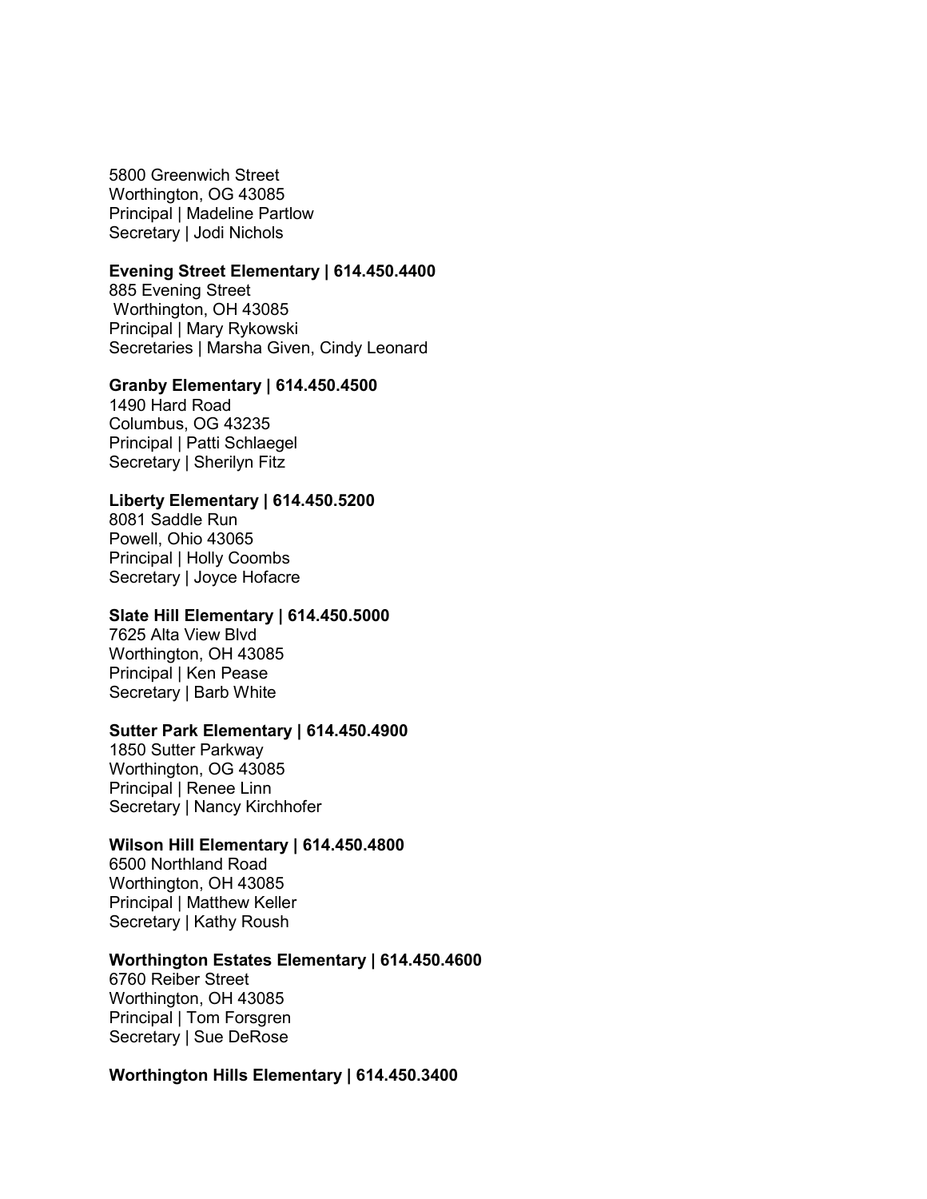5800 Greenwich Street
Worthington, OG 43085
Principal | Madeline Partlow
Secretary | Jodi Nichols

**Evening Street Elementary | 614.450.4400**
885 Evening Street
Worthington, OH 43085
Principal | Mary Rykowski
Secretaries | Marsha Given, Cindy Leonard

**Granby Elementary | 614.450.4500**
1490 Hard Road
Columbus, OG 43235
Principal | Patti Schlaegel
Secretary | Sherilyn Fitz

**Liberty Elementary | 614.450.5200**
8081 Saddle Run
Powell, Ohio 43065
Principal | Holly Coombs
Secretary | Joyce Hofacre

**Slate Hill Elementary | 614.450.5000**
7625 Alta View Blvd
Worthington, OH 43085
Principal | Ken Pease
Secretary | Barb White

**Sutter Park Elementary | 614.450.4900**
1850 Sutter Parkway
Worthington, OG 43085
Principal | Renee Linn
Secretary | Nancy Kirchhofer

**Wilson Hill Elementary | 614.450.4800**
6500 Northland Road
Worthington, OH 43085
Principal | Matthew Keller
Secretary | Kathy Roush

**Worthington Estates Elementary | 614.450.4600**
6760 Reiber Street
Worthington, OH 43085
Principal | Tom Forsgren
Secretary | Sue DeRose

**Worthington Hills Elementary | 614.450.3400**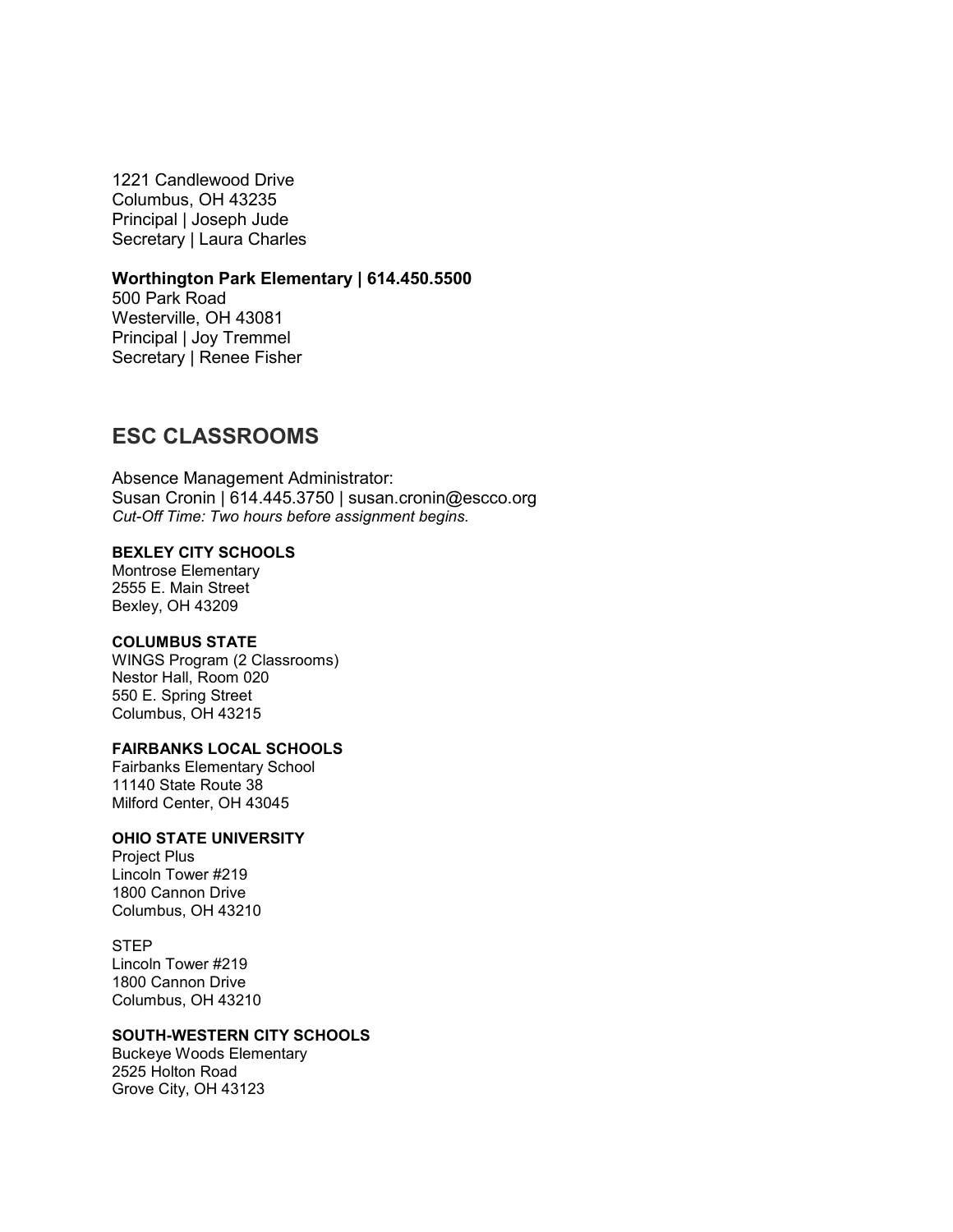1221 Candlewood Drive
Columbus, OH 43235
Principal | Joseph Jude
Secretary | Laura Charles

**Worthington Park Elementary | 614.450.5500**
500 Park Road
Westerville, OH 43081
Principal | Joy Tremmel
Secretary | Renee Fisher

## ESC CLASSROOMS

Absence Management Administrator:
Susan Cronin | 614.445.3750 | susan.cronin@escco.org
*Cut-Off Time: Two hours before assignment begins.*

**BEXLEY CITY SCHOOLS**
Montrose Elementary
2555 E. Main Street
Bexley, OH 43209

**COLUMBUS STATE**
WINGS Program (2 Classrooms)
Nestor Hall, Room 020
550 E. Spring Street
Columbus, OH 43215

**FAIRBANKS LOCAL SCHOOLS**
Fairbanks Elementary School
11140 State Route 38
Milford Center, OH 43045

**OHIO STATE UNIVERSITY**
Project Plus
Lincoln Tower #219
1800 Cannon Drive
Columbus, OH 43210

STEP
Lincoln Tower #219
1800 Cannon Drive
Columbus, OH 43210

**SOUTH-WESTERN CITY SCHOOLS**
Buckeye Woods Elementary
2525 Holton Road
Grove City, OH 43123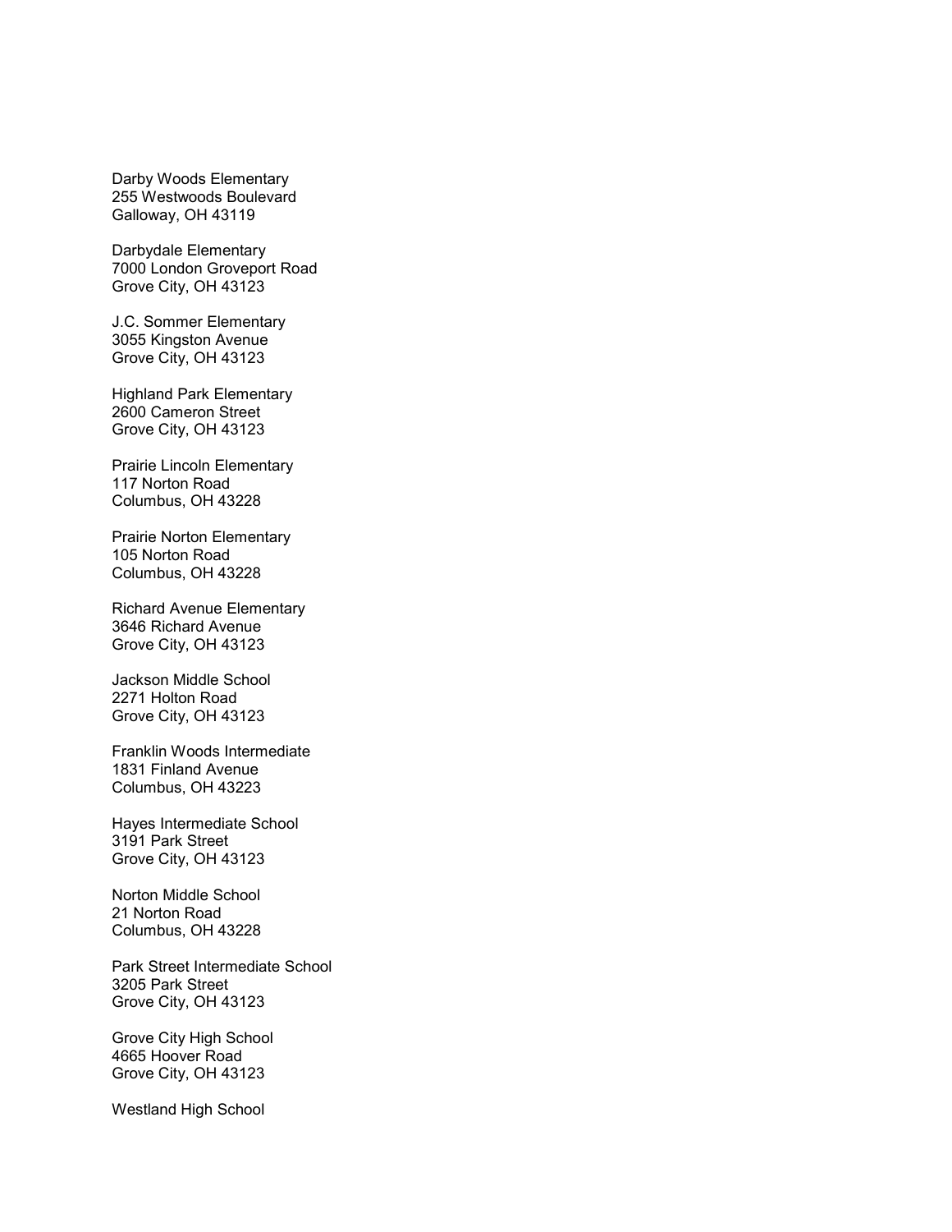Darby Woods Elementary
255 Westwoods Boulevard
Galloway, OH 43119

Darbydale Elementary
7000 London Groveport Road
Grove City, OH 43123

J.C. Sommer Elementary
3055 Kingston Avenue
Grove City, OH 43123

Highland Park Elementary
2600 Cameron Street
Grove City, OH 43123

Prairie Lincoln Elementary
117 Norton Road
Columbus, OH 43228

Prairie Norton Elementary
105 Norton Road
Columbus, OH 43228

Richard Avenue Elementary
3646 Richard Avenue
Grove City, OH 43123

Jackson Middle School
2271 Holton Road
Grove City, OH 43123

Franklin Woods Intermediate
1831 Finland Avenue
Columbus, OH 43223

Hayes Intermediate School
3191 Park Street
Grove City, OH 43123

Norton Middle School
21 Norton Road
Columbus, OH 43228

Park Street Intermediate School
3205 Park Street
Grove City, OH 43123

Grove City High School
4665 Hoover Road
Grove City, OH 43123

Westland High School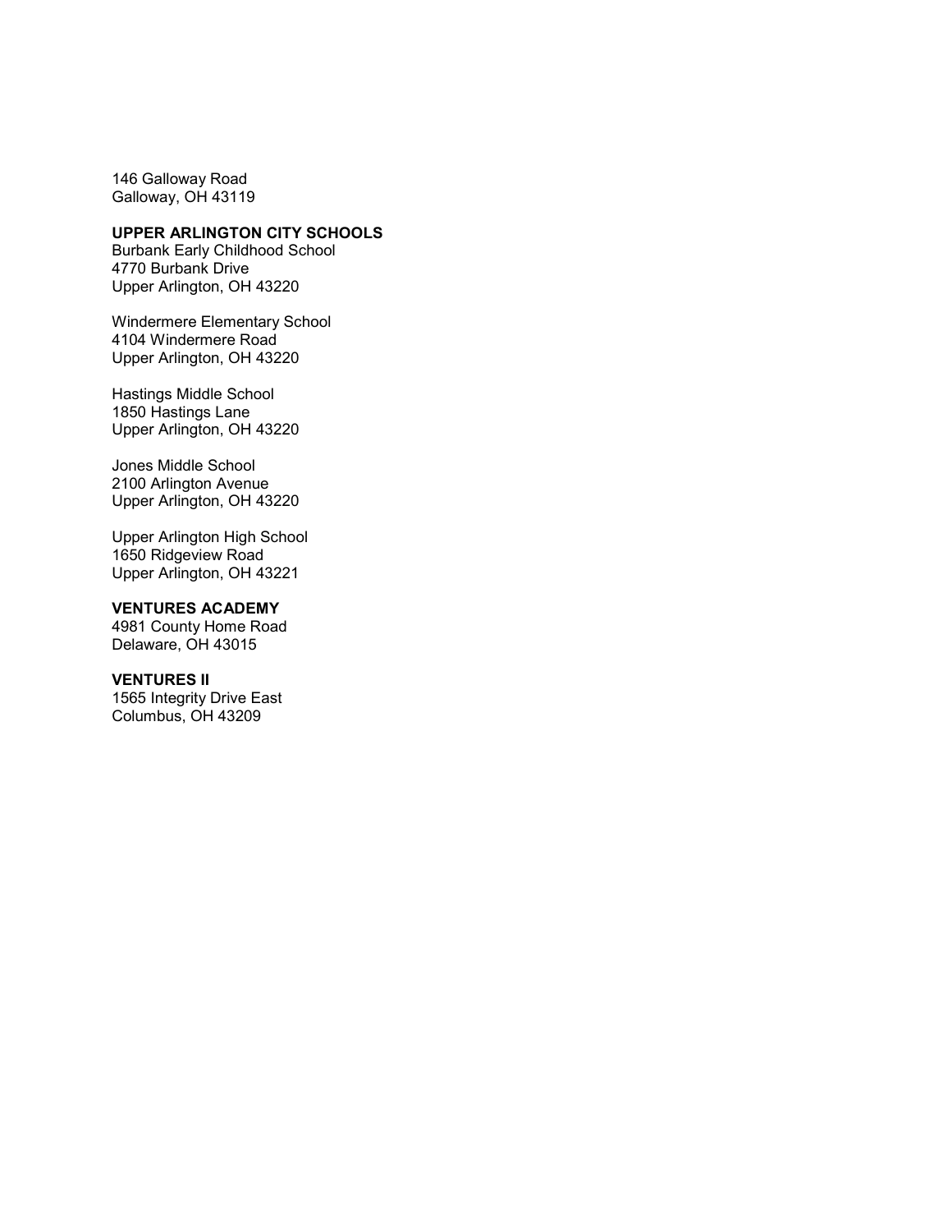146 Galloway Road
Galloway, OH 43119

**UPPER ARLINGTON CITY SCHOOLS**
Burbank Early Childhood School
4770 Burbank Drive
Upper Arlington, OH 43220

Windermere Elementary School
4104 Windermere Road
Upper Arlington, OH 43220

Hastings Middle School
1850 Hastings Lane
Upper Arlington, OH 43220

Jones Middle School
2100 Arlington Avenue
Upper Arlington, OH 43220

Upper Arlington High School
1650 Ridgeview Road
Upper Arlington, OH 43221

**VENTURES ACADEMY**
4981 County Home Road
Delaware, OH 43015

**VENTURES II**
1565 Integrity Drive East
Columbus, OH 43209